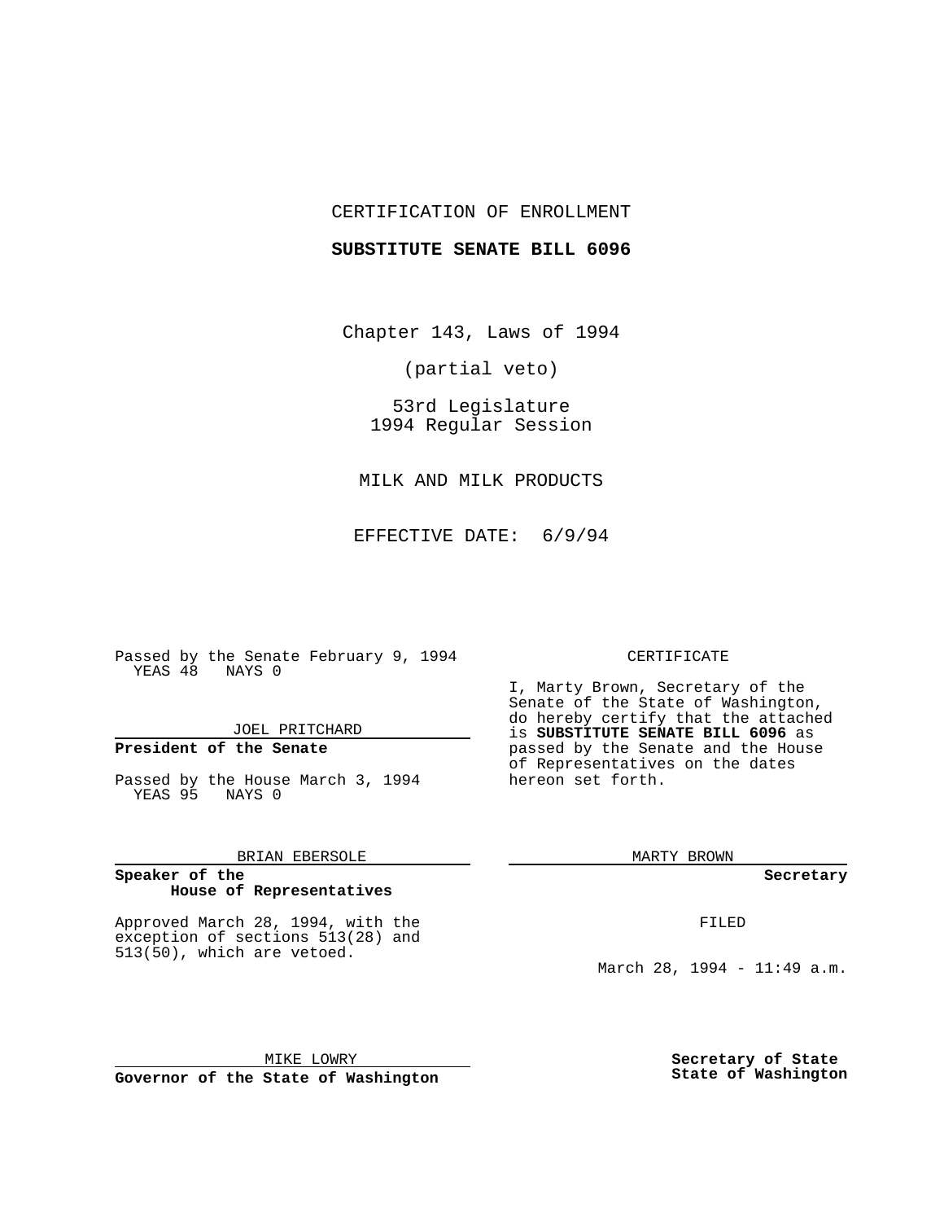CERTIFICATION OF ENROLLMENT

**SUBSTITUTE SENATE BILL 6096**

Chapter 143, Laws of 1994

(partial veto)

53rd Legislature
1994 Regular Session

MILK AND MILK PRODUCTS

EFFECTIVE DATE: 6/9/94

Passed by the Senate February 9, 1994
YEAS 48 NAYS 0

JOEL PRITCHARD

**President of the Senate**

Passed by the House March 3, 1994
YEAS 95 NAYS 0

BRIAN EBERSOLE

**Speaker of the House of Representatives**

CERTIFICATE

I, Marty Brown, Secretary of the Senate of the State of Washington, do hereby certify that the attached is **SUBSTITUTE SENATE BILL 6096** as passed by the Senate and the House of Representatives on the dates hereon set forth.

MARTY BROWN

**Secretary**

Approved March 28, 1994, with the exception of sections 513(28) and 513(50), which are vetoed.

FILED

March 28, 1994 - 11:49 a.m.

MIKE LOWRY

**Governor of the State of Washington**

**Secretary of State State of Washington**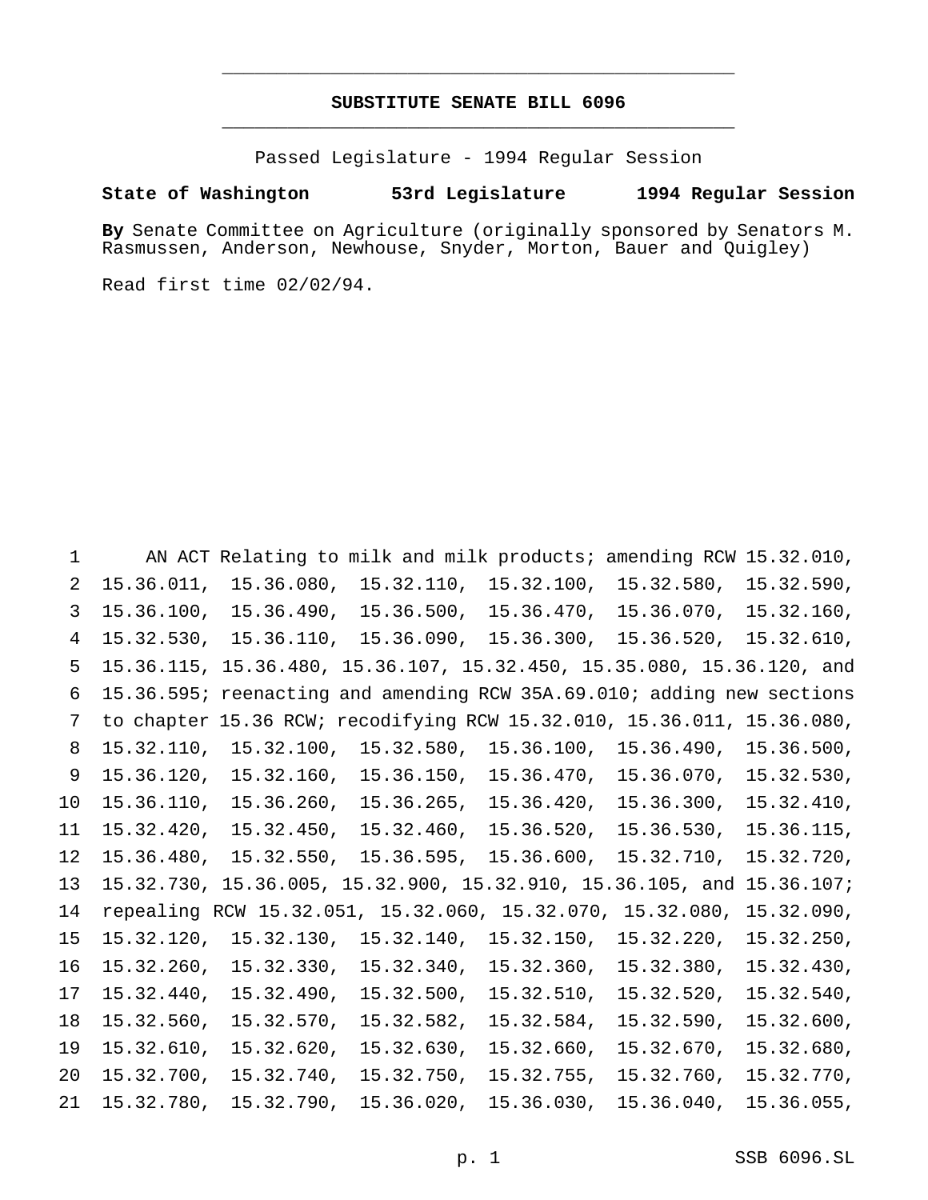# SUBSTITUTE SENATE BILL 6096

Passed Legislature - 1994 Regular Session

**State of Washington 53rd Legislature 1994 Regular Session**

**By** Senate Committee on Agriculture (originally sponsored by Senators M. Rasmussen, Anderson, Newhouse, Snyder, Morton, Bauer and Quigley)

Read first time 02/02/94.

1 AN ACT Relating to milk and milk products; amending RCW 15.32.010,
2 15.36.011, 15.36.080, 15.32.110, 15.32.100, 15.32.580, 15.32.590,
3 15.36.100, 15.36.490, 15.36.500, 15.36.470, 15.36.070, 15.32.160,
4 15.32.530, 15.36.110, 15.36.090, 15.36.300, 15.36.520, 15.32.610,
5 15.36.115, 15.36.480, 15.36.107, 15.32.450, 15.35.080, 15.36.120, and
6 15.36.595; reenacting and amending RCW 35A.69.010; adding new sections
7 to chapter 15.36 RCW; recodifying RCW 15.32.010, 15.36.011, 15.36.080,
8 15.32.110, 15.32.100, 15.32.580, 15.36.100, 15.36.490, 15.36.500,
9 15.36.120, 15.32.160, 15.36.150, 15.36.470, 15.36.070, 15.32.530,
10 15.36.110, 15.36.260, 15.36.265, 15.36.420, 15.36.300, 15.32.410,
11 15.32.420, 15.32.450, 15.32.460, 15.36.520, 15.36.530, 15.36.115,
12 15.36.480, 15.32.550, 15.36.595, 15.36.600, 15.32.710, 15.32.720,
13 15.32.730, 15.36.005, 15.32.900, 15.32.910, 15.36.105, and 15.36.107;
14 repealing RCW 15.32.051, 15.32.060, 15.32.070, 15.32.080, 15.32.090,
15 15.32.120, 15.32.130, 15.32.140, 15.32.150, 15.32.220, 15.32.250,
16 15.32.260, 15.32.330, 15.32.340, 15.32.360, 15.32.380, 15.32.430,
17 15.32.440, 15.32.490, 15.32.500, 15.32.510, 15.32.520, 15.32.540,
18 15.32.560, 15.32.570, 15.32.582, 15.32.584, 15.32.590, 15.32.600,
19 15.32.610, 15.32.620, 15.32.630, 15.32.660, 15.32.670, 15.32.680,
20 15.32.700, 15.32.740, 15.32.750, 15.32.755, 15.32.760, 15.32.770,
21 15.32.780, 15.32.790, 15.36.020, 15.36.030, 15.36.040, 15.36.055,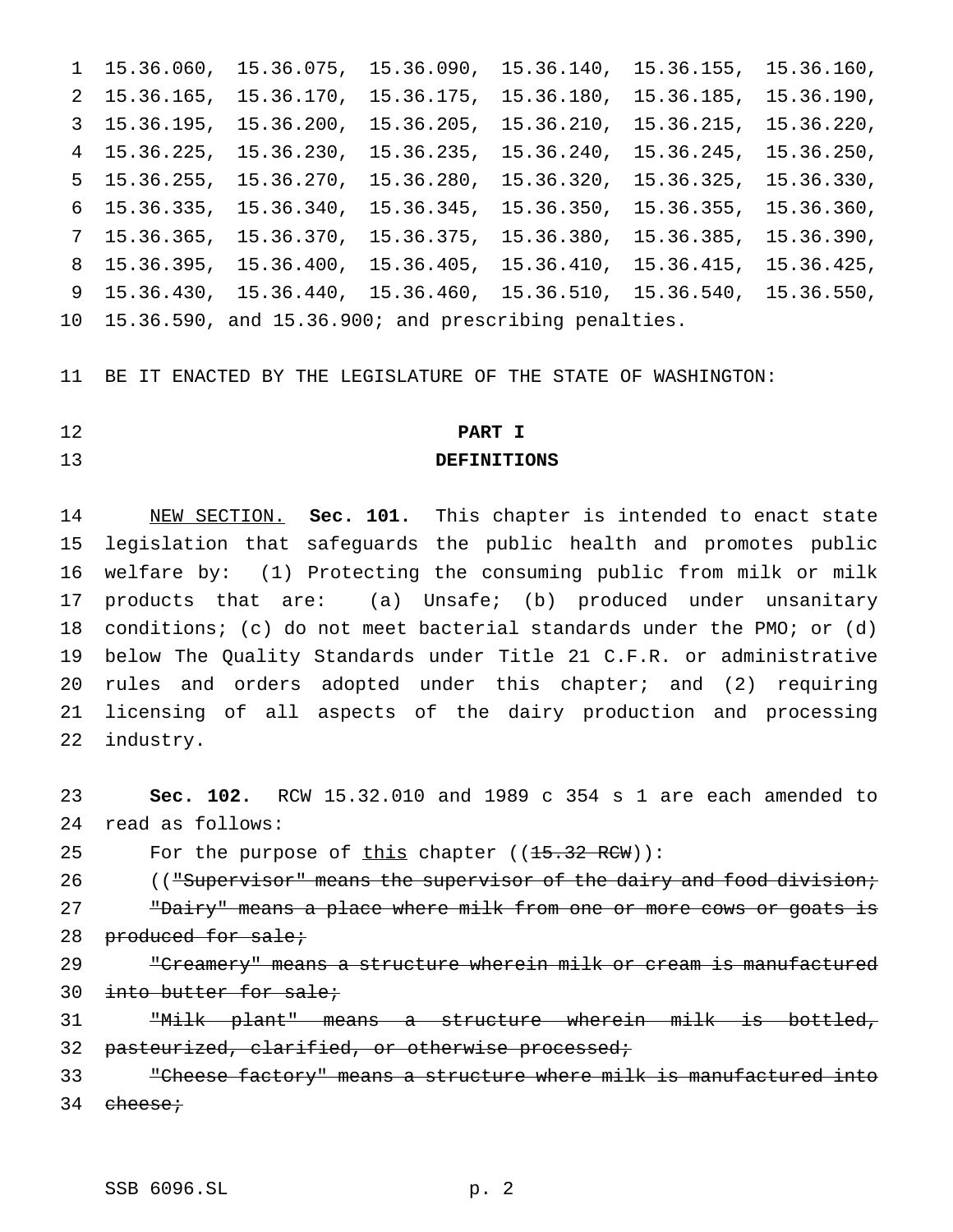15.36.060, 15.36.075, 15.36.090, 15.36.140, 15.36.155, 15.36.160, 15.36.165, 15.36.170, 15.36.175, 15.36.180, 15.36.185, 15.36.190, 15.36.195, 15.36.200, 15.36.205, 15.36.210, 15.36.215, 15.36.220, 15.36.225, 15.36.230, 15.36.235, 15.36.240, 15.36.245, 15.36.250, 15.36.255, 15.36.270, 15.36.280, 15.36.320, 15.36.325, 15.36.330, 15.36.335, 15.36.340, 15.36.345, 15.36.350, 15.36.355, 15.36.360, 15.36.365, 15.36.370, 15.36.375, 15.36.380, 15.36.385, 15.36.390, 15.36.395, 15.36.400, 15.36.405, 15.36.410, 15.36.415, 15.36.425, 15.36.430, 15.36.440, 15.36.460, 15.36.510, 15.36.540, 15.36.550, 15.36.590, and 15.36.900; and prescribing penalties.

BE IT ENACTED BY THE LEGISLATURE OF THE STATE OF WASHINGTON:

## PART I
## DEFINITIONS

NEW SECTION. **Sec. 101.** This chapter is intended to enact state legislation that safeguards the public health and promotes public welfare by: (1) Protecting the consuming public from milk or milk products that are: (a) Unsafe; (b) produced under unsanitary conditions; (c) do not meet bacterial standards under the PMO; or (d) below The Quality Standards under Title 21 C.F.R. or administrative rules and orders adopted under this chapter; and (2) requiring licensing of all aspects of the dairy production and processing industry.

**Sec. 102.** RCW 15.32.010 and 1989 c 354 s 1 are each amended to read as follows:

For the purpose of this chapter ((~~15.32 RCW~~)):

((~~"Supervisor" means the supervisor of the dairy and food division;~~

~~"Dairy" means a place where milk from one or more cows or goats is produced for sale;~~

~~"Creamery" means a structure wherein milk or cream is manufactured into butter for sale;~~

~~"Milk plant" means a structure wherein milk is bottled, pasteurized, clarified, or otherwise processed;~~

~~"Cheese factory" means a structure where milk is manufactured into cheese;~~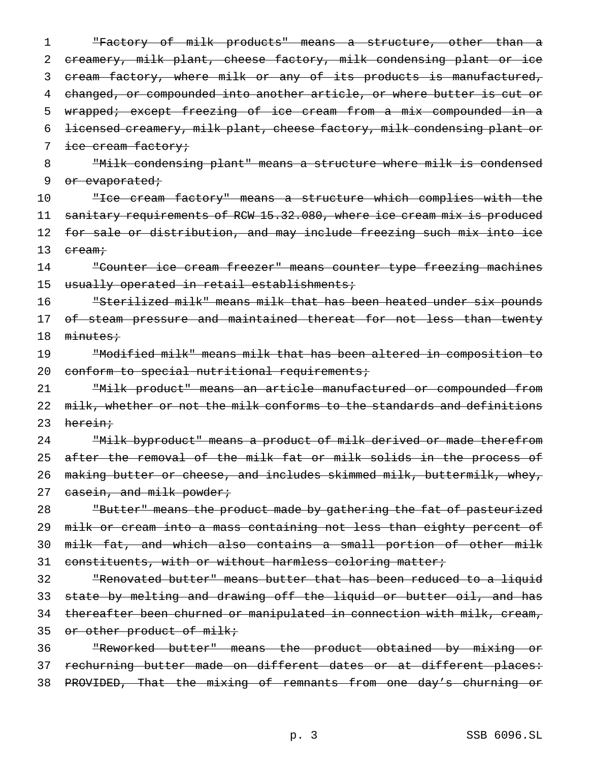~~"Factory of milk products" means a structure, other than a creamery, milk plant, cheese factory, milk condensing plant or ice cream factory, where milk or any of its products is manufactured, changed, or compounded into another article, or where butter is cut or wrapped; except freezing of ice cream from a mix compounded in a licensed creamery, milk plant, cheese factory, milk condensing plant or ice cream factory;~~

~~"Milk condensing plant" means a structure where milk is condensed or evaporated;~~

~~"Ice cream factory" means a structure which complies with the sanitary requirements of RCW 15.32.080, where ice cream mix is produced for sale or distribution, and may include freezing such mix into ice cream;~~

~~"Counter ice cream freezer" means counter type freezing machines usually operated in retail establishments;~~

~~"Sterilized milk" means milk that has been heated under six pounds of steam pressure and maintained thereat for not less than twenty minutes;~~

~~"Modified milk" means milk that has been altered in composition to conform to special nutritional requirements;~~

~~"Milk product" means an article manufactured or compounded from milk, whether or not the milk conforms to the standards and definitions herein;~~

~~"Milk byproduct" means a product of milk derived or made therefrom after the removal of the milk fat or milk solids in the process of making butter or cheese, and includes skimmed milk, buttermilk, whey, casein, and milk powder;~~

~~"Butter" means the product made by gathering the fat of pasteurized milk or cream into a mass containing not less than eighty percent of milk fat, and which also contains a small portion of other milk constituents, with or without harmless coloring matter;~~

~~"Renovated butter" means butter that has been reduced to a liquid state by melting and drawing off the liquid or butter oil, and has thereafter been churned or manipulated in connection with milk, cream, or other product of milk;~~

~~"Reworked butter" means the product obtained by mixing or rechurning butter made on different dates or at different places: PROVIDED, That the mixing of remnants from one day's churning or~~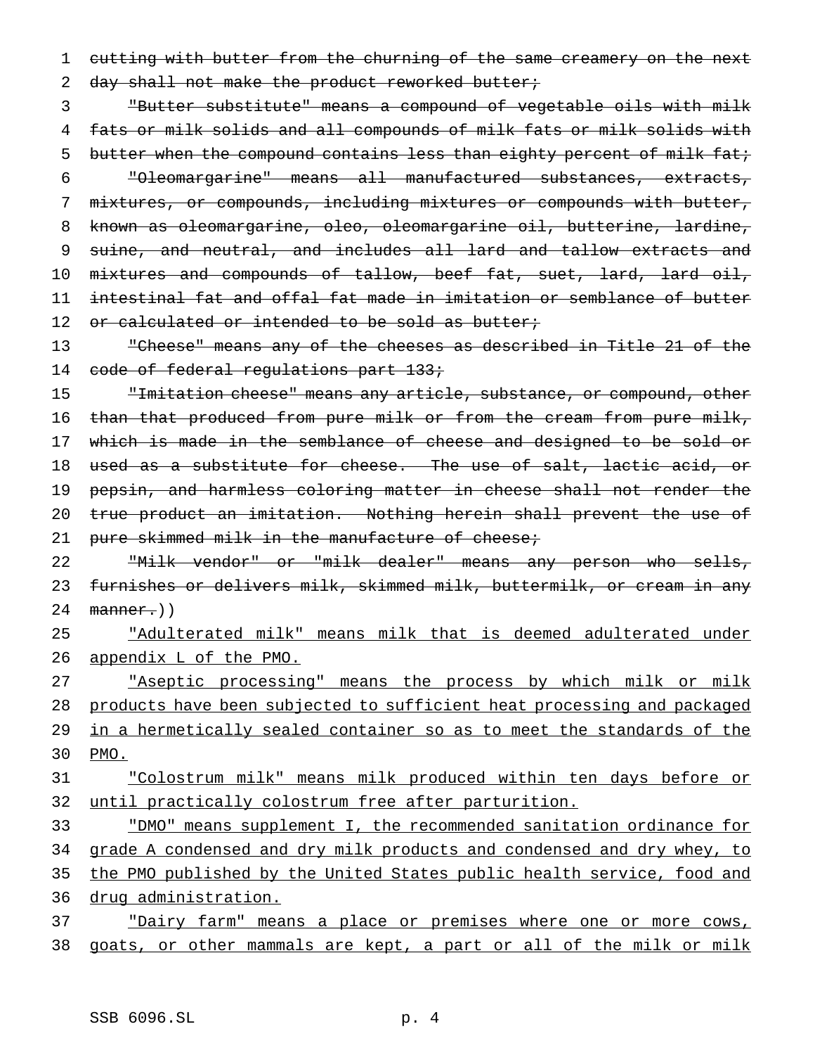~~cutting with butter from the churning of the same creamery on the next day shall not make the product reworked butter;~~

~~"Butter substitute" means a compound of vegetable oils with milk fats or milk solids and all compounds of milk fats or milk solids with butter when the compound contains less than eighty percent of milk fat;~~

~~"Oleomargarine" means all manufactured substances, extracts, mixtures, or compounds, including mixtures or compounds with butter, known as oleomargarine, oleo, oleomargarine oil, butterine, lardine, suine, and neutral, and includes all lard and tallow extracts and mixtures and compounds of tallow, beef fat, suet, lard, lard oil, intestinal fat and offal fat made in imitation or semblance of butter or calculated or intended to be sold as butter;~~

~~"Cheese" means any of the cheeses as described in Title 21 of the code of federal regulations part 133;~~

~~"Imitation cheese" means any article, substance, or compound, other than that produced from pure milk or from the cream from pure milk, which is made in the semblance of cheese and designed to be sold or used as a substitute for cheese. The use of salt, lactic acid, or pepsin, and harmless coloring matter in cheese shall not render the true product an imitation. Nothing herein shall prevent the use of pure skimmed milk in the manufacture of cheese;~~

~~"Milk vendor" or "milk dealer" means any person who sells, furnishes or delivers milk, skimmed milk, buttermilk, or cream in any manner.~~))

<u>"Adulterated milk" means milk that is deemed adulterated under appendix L of the PMO.</u>

<u>"Aseptic processing" means the process by which milk or milk products have been subjected to sufficient heat processing and packaged in a hermetically sealed container so as to meet the standards of the PMO.</u>

<u>"Colostrum milk" means milk produced within ten days before or until practically colostrum free after parturition.</u>

<u>"DMO" means supplement I, the recommended sanitation ordinance for grade A condensed and dry milk products and condensed and dry whey, to the PMO published by the United States public health service, food and drug administration.</u>

<u>"Dairy farm" means a place or premises where one or more cows, goats, or other mammals are kept, a part or all of the milk or milk</u>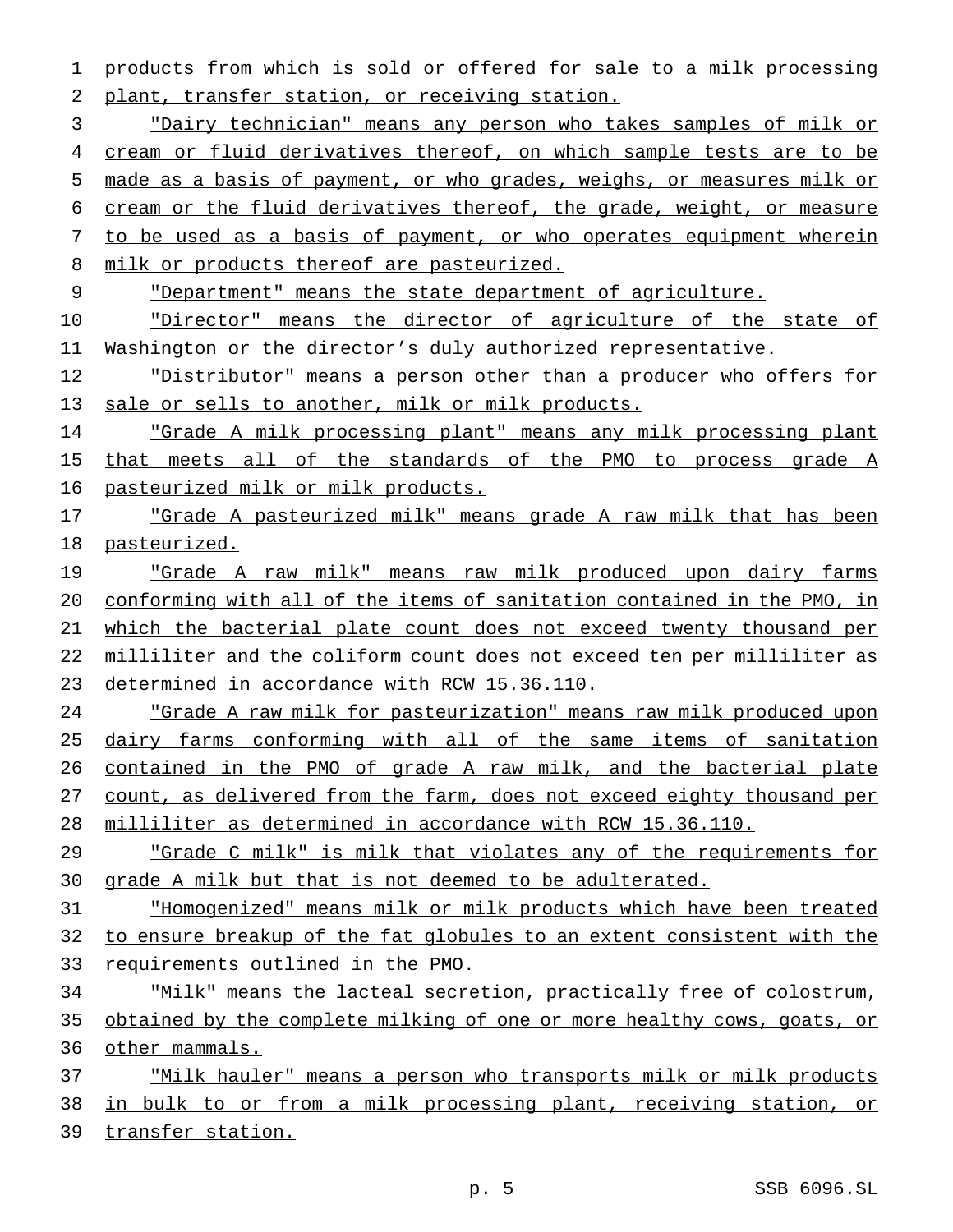products from which is sold or offered for sale to a milk processing plant, transfer station, or receiving station.

"Dairy technician" means any person who takes samples of milk or cream or fluid derivatives thereof, on which sample tests are to be made as a basis of payment, or who grades, weighs, or measures milk or cream or the fluid derivatives thereof, the grade, weight, or measure to be used as a basis of payment, or who operates equipment wherein milk or products thereof are pasteurized.

"Department" means the state department of agriculture.

"Director" means the director of agriculture of the state of Washington or the director's duly authorized representative.

"Distributor" means a person other than a producer who offers for sale or sells to another, milk or milk products.

"Grade A milk processing plant" means any milk processing plant that meets all of the standards of the PMO to process grade A pasteurized milk or milk products.

"Grade A pasteurized milk" means grade A raw milk that has been pasteurized.

"Grade A raw milk" means raw milk produced upon dairy farms conforming with all of the items of sanitation contained in the PMO, in which the bacterial plate count does not exceed twenty thousand per milliliter and the coliform count does not exceed ten per milliliter as determined in accordance with RCW 15.36.110.

"Grade A raw milk for pasteurization" means raw milk produced upon dairy farms conforming with all of the same items of sanitation contained in the PMO of grade A raw milk, and the bacterial plate count, as delivered from the farm, does not exceed eighty thousand per milliliter as determined in accordance with RCW 15.36.110.

"Grade C milk" is milk that violates any of the requirements for grade A milk but that is not deemed to be adulterated.

"Homogenized" means milk or milk products which have been treated to ensure breakup of the fat globules to an extent consistent with the requirements outlined in the PMO.

"Milk" means the lacteal secretion, practically free of colostrum, obtained by the complete milking of one or more healthy cows, goats, or other mammals.

"Milk hauler" means a person who transports milk or milk products in bulk to or from a milk processing plant, receiving station, or transfer station.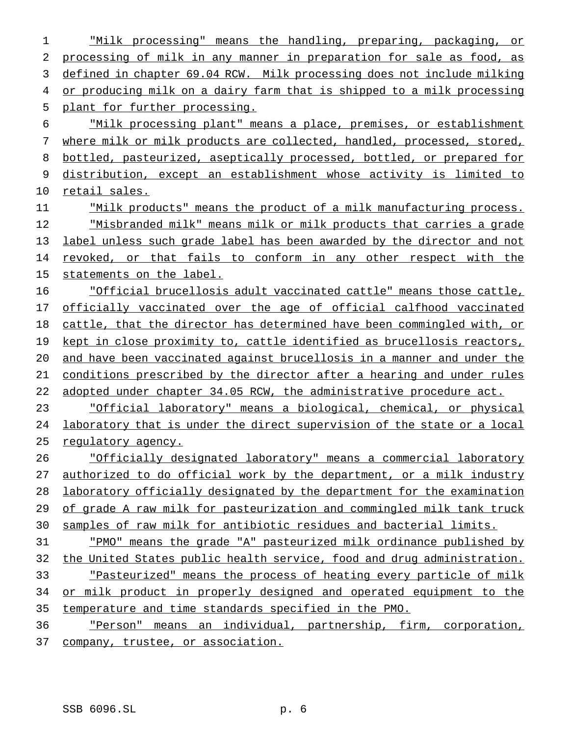"Milk processing" means the handling, preparing, packaging, or processing of milk in any manner in preparation for sale as food, as defined in chapter 69.04 RCW. Milk processing does not include milking or producing milk on a dairy farm that is shipped to a milk processing plant for further processing.

"Milk processing plant" means a place, premises, or establishment where milk or milk products are collected, handled, processed, stored, bottled, pasteurized, aseptically processed, bottled, or prepared for distribution, except an establishment whose activity is limited to retail sales.

"Milk products" means the product of a milk manufacturing process.

"Misbranded milk" means milk or milk products that carries a grade label unless such grade label has been awarded by the director and not revoked, or that fails to conform in any other respect with the statements on the label.

"Official brucellosis adult vaccinated cattle" means those cattle, officially vaccinated over the age of official calfhood vaccinated cattle, that the director has determined have been commingled with, or kept in close proximity to, cattle identified as brucellosis reactors, and have been vaccinated against brucellosis in a manner and under the conditions prescribed by the director after a hearing and under rules adopted under chapter 34.05 RCW, the administrative procedure act.

"Official laboratory" means a biological, chemical, or physical laboratory that is under the direct supervision of the state or a local regulatory agency.

"Officially designated laboratory" means a commercial laboratory authorized to do official work by the department, or a milk industry laboratory officially designated by the department for the examination of grade A raw milk for pasteurization and commingled milk tank truck samples of raw milk for antibiotic residues and bacterial limits.

"PMO" means the grade "A" pasteurized milk ordinance published by the United States public health service, food and drug administration.

"Pasteurized" means the process of heating every particle of milk or milk product in properly designed and operated equipment to the temperature and time standards specified in the PMO.

"Person" means an individual, partnership, firm, corporation, company, trustee, or association.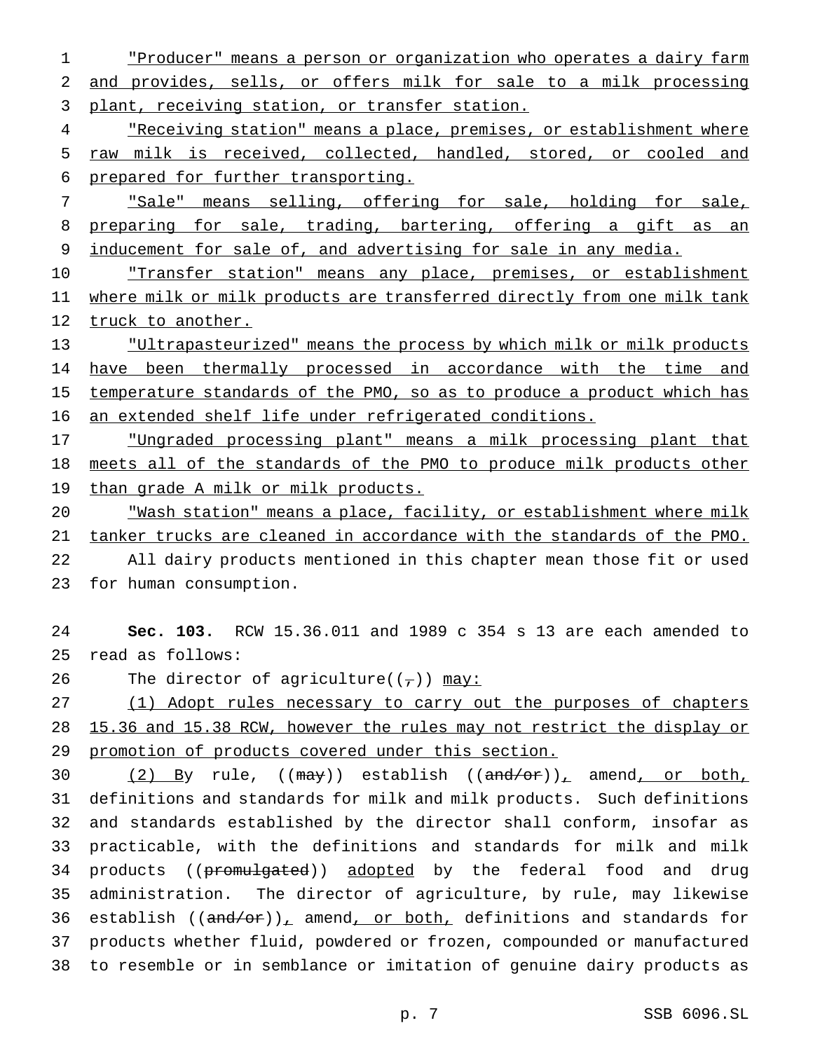"Producer" means a person or organization who operates a dairy farm and provides, sells, or offers milk for sale to a milk processing plant, receiving station, or transfer station.

"Receiving station" means a place, premises, or establishment where raw milk is received, collected, handled, stored, or cooled and prepared for further transporting.

"Sale" means selling, offering for sale, holding for sale, preparing for sale, trading, bartering, offering a gift as an inducement for sale of, and advertising for sale in any media.

"Transfer station" means any place, premises, or establishment where milk or milk products are transferred directly from one milk tank truck to another.

"Ultrapasteurized" means the process by which milk or milk products have been thermally processed in accordance with the time and temperature standards of the PMO, so as to produce a product which has an extended shelf life under refrigerated conditions.

"Ungraded processing plant" means a milk processing plant that meets all of the standards of the PMO to produce milk products other than grade A milk or milk products.

"Wash station" means a place, facility, or establishment where milk tanker trucks are cleaned in accordance with the standards of the PMO.

All dairy products mentioned in this chapter mean those fit or used for human consumption.

**Sec. 103.** RCW 15.36.011 and 1989 c 354 s 13 are each amended to read as follows:

The director of agriculture((,)) may:

(1) Adopt rules necessary to carry out the purposes of chapters 15.36 and 15.38 RCW, however the rules may not restrict the display or promotion of products covered under this section.

(2) By rule, ((~~may~~)) establish ((~~and/or~~)), amend, or both, definitions and standards for milk and milk products. Such definitions and standards established by the director shall conform, insofar as practicable, with the definitions and standards for milk and milk products ((~~promulgated~~)) adopted by the federal food and drug administration. The director of agriculture, by rule, may likewise establish ((~~and/or~~)), amend, or both, definitions and standards for products whether fluid, powdered or frozen, compounded or manufactured to resemble or in semblance or imitation of genuine dairy products as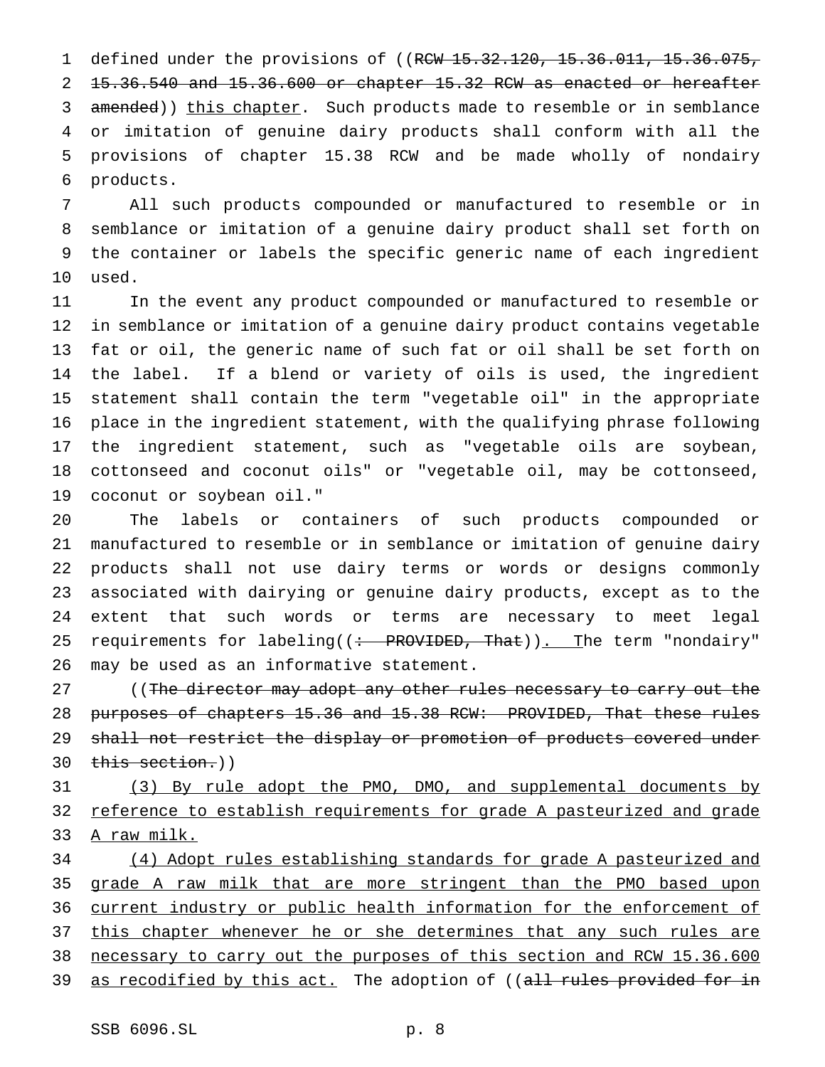defined under the provisions of ((~~RCW 15.32.120, 15.36.011, 15.36.075, 15.36.540 and 15.36.600 or chapter 15.32 RCW as enacted or hereafter amended~~)) <u>this chapter</u>. Such products made to resemble or in semblance or imitation of genuine dairy products shall conform with all the provisions of chapter 15.38 RCW and be made wholly of nondairy products.

All such products compounded or manufactured to resemble or in semblance or imitation of a genuine dairy product shall set forth on the container or labels the specific generic name of each ingredient used.

In the event any product compounded or manufactured to resemble or in semblance or imitation of a genuine dairy product contains vegetable fat or oil, the generic name of such fat or oil shall be set forth on the label. If a blend or variety of oils is used, the ingredient statement shall contain the term "vegetable oil" in the appropriate place in the ingredient statement, with the qualifying phrase following the ingredient statement, such as "vegetable oils are soybean, cottonseed and coconut oils" or "vegetable oil, may be cottonseed, coconut or soybean oil."

The labels or containers of such products compounded or manufactured to resemble or in semblance or imitation of genuine dairy products shall not use dairy terms or words or designs commonly associated with dairying or genuine dairy products, except as to the extent that such words or terms are necessary to meet legal requirements for labeling((~~: PROVIDED, That~~))<u>. T</u>he term "nondairy" may be used as an informative statement.

((~~The director may adopt any other rules necessary to carry out the purposes of chapters 15.36 and 15.38 RCW: PROVIDED, That these rules shall not restrict the display or promotion of products covered under this section.~~))

<u>(3) By rule adopt the PMO, DMO, and supplemental documents by reference to establish requirements for grade A pasteurized and grade A raw milk.</u>

<u>(4) Adopt rules establishing standards for grade A pasteurized and grade A raw milk that are more stringent than the PMO based upon current industry or public health information for the enforcement of this chapter whenever he or she determines that any such rules are necessary to carry out the purposes of this section and RCW 15.36.600 as recodified by this act.</u> The adoption of ((~~all rules provided for in~~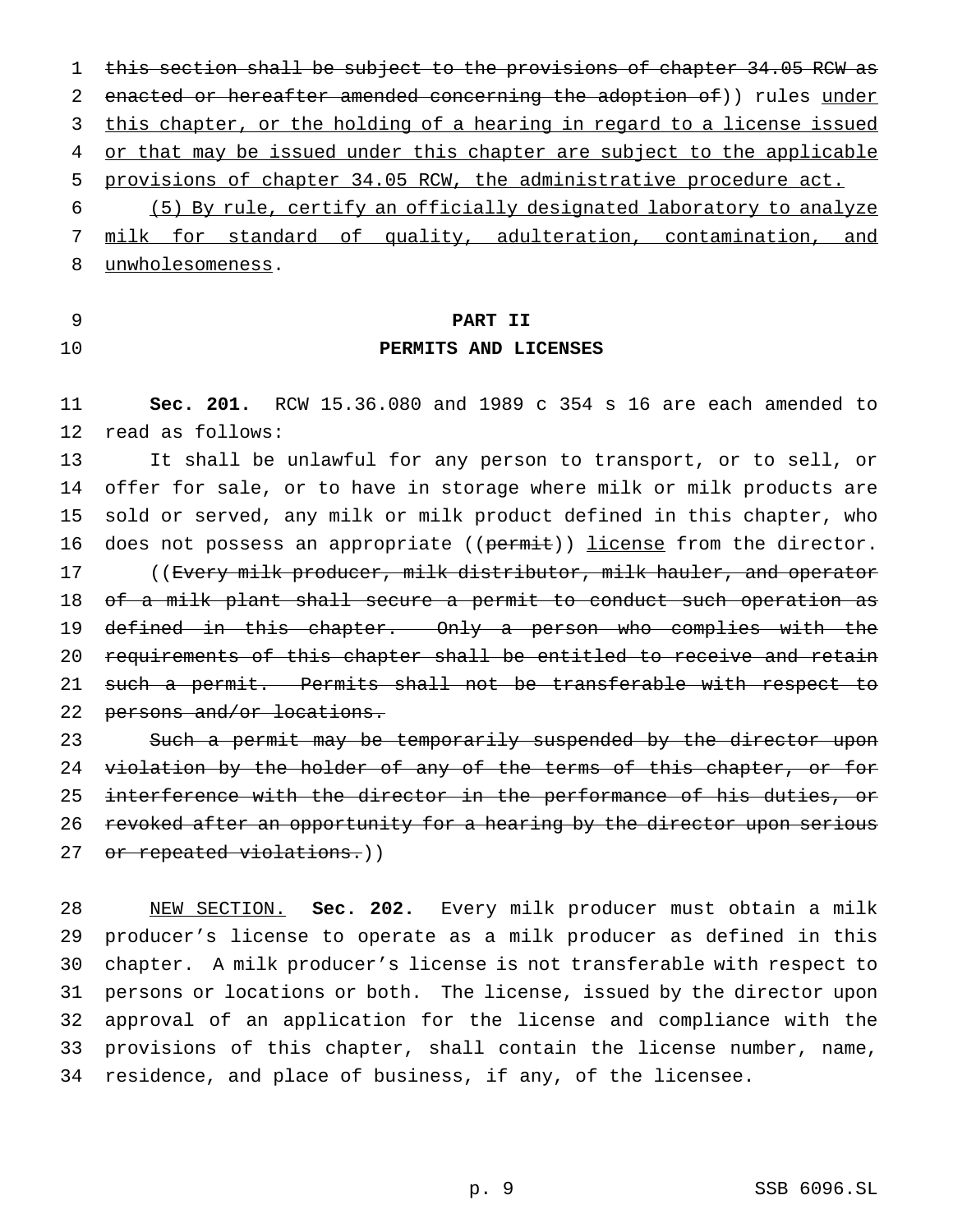this section shall be subject to the provisions of chapter 34.05 RCW as enacted or hereafter amended concerning the adoption of)) rules under this chapter, or the holding of a hearing in regard to a license issued or that may be issued under this chapter are subject to the applicable provisions of chapter 34.05 RCW, the administrative procedure act.

(5) By rule, certify an officially designated laboratory to analyze milk for standard of quality, adulteration, contamination, and unwholesomeness.

**PART II**

**PERMITS AND LICENSES**

**Sec. 201.** RCW 15.36.080 and 1989 c 354 s 16 are each amended to read as follows:

It shall be unlawful for any person to transport, or to sell, or offer for sale, or to have in storage where milk or milk products are sold or served, any milk or milk product defined in this chapter, who does not possess an appropriate ((permit)) license from the director.

((Every milk producer, milk distributor, milk hauler, and operator of a milk plant shall secure a permit to conduct such operation as defined in this chapter. Only a person who complies with the requirements of this chapter shall be entitled to receive and retain such a permit. Permits shall not be transferable with respect to persons and/or locations.

Such a permit may be temporarily suspended by the director upon violation by the holder of any of the terms of this chapter, or for interference with the director in the performance of his duties, or revoked after an opportunity for a hearing by the director upon serious or repeated violations.))

NEW SECTION. **Sec. 202.** Every milk producer must obtain a milk producer's license to operate as a milk producer as defined in this chapter. A milk producer's license is not transferable with respect to persons or locations or both. The license, issued by the director upon approval of an application for the license and compliance with the provisions of this chapter, shall contain the license number, name, residence, and place of business, if any, of the licensee.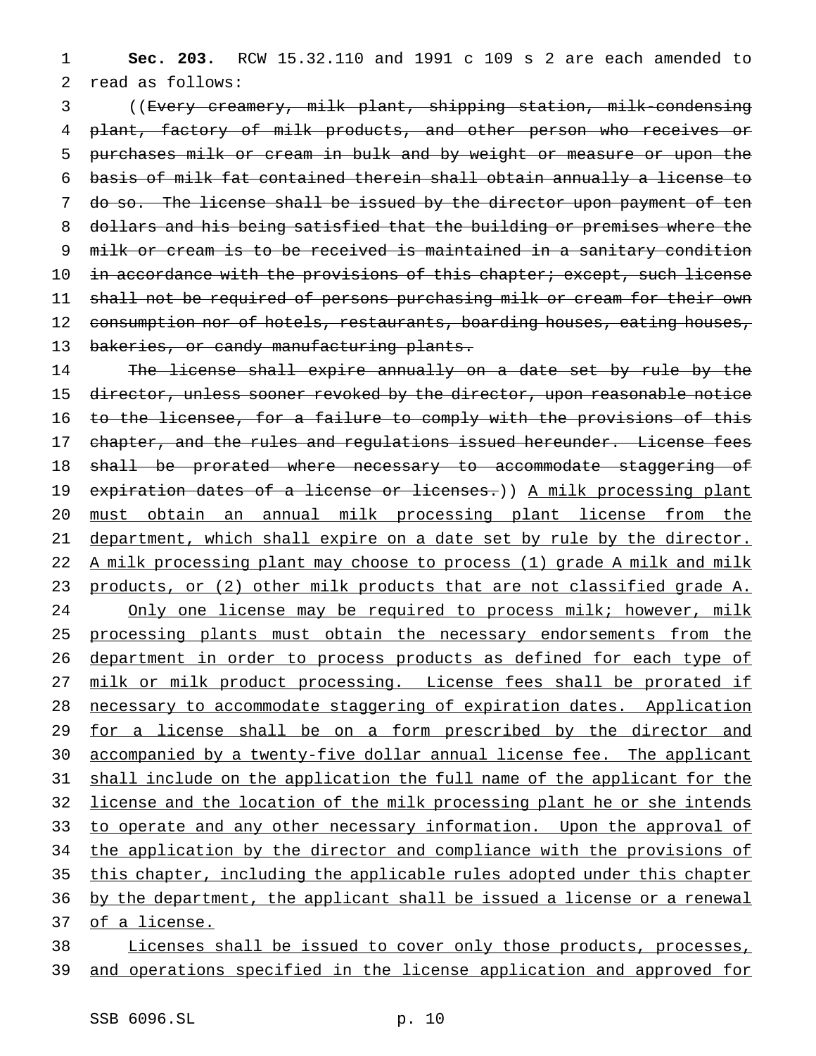**Sec. 203.** RCW 15.32.110 and 1991 c 109 s 2 are each amended to read as follows:

((~~Every creamery, milk plant, shipping station, milk-condensing plant, factory of milk products, and other person who receives or purchases milk or cream in bulk and by weight or measure or upon the basis of milk fat contained therein shall obtain annually a license to do so. The license shall be issued by the director upon payment of ten dollars and his being satisfied that the building or premises where the milk or cream is to be received is maintained in a sanitary condition in accordance with the provisions of this chapter; except, such license shall not be required of persons purchasing milk or cream for their own consumption nor of hotels, restaurants, boarding houses, eating houses, bakeries, or candy manufacturing plants.~~

~~The license shall expire annually on a date set by rule by the director, unless sooner revoked by the director, upon reasonable notice to the licensee, for a failure to comply with the provisions of this chapter, and the rules and regulations issued hereunder. License fees shall be prorated where necessary to accommodate staggering of expiration dates of a license or licenses.~~)) <u>A milk processing plant must obtain an annual milk processing plant license from the department, which shall expire on a date set by rule by the director. A milk processing plant may choose to process (1) grade A milk and milk products, or (2) other milk products that are not classified grade A.</u>

<u>Only one license may be required to process milk; however, milk processing plants must obtain the necessary endorsements from the department in order to process products as defined for each type of milk or milk product processing. License fees shall be prorated if necessary to accommodate staggering of expiration dates. Application for a license shall be on a form prescribed by the director and accompanied by a twenty-five dollar annual license fee. The applicant shall include on the application the full name of the applicant for the license and the location of the milk processing plant he or she intends to operate and any other necessary information. Upon the approval of the application by the director and compliance with the provisions of this chapter, including the applicable rules adopted under this chapter by the department, the applicant shall be issued a license or a renewal of a license.</u>

<u>Licenses shall be issued to cover only those products, processes, and operations specified in the license application and approved for</u>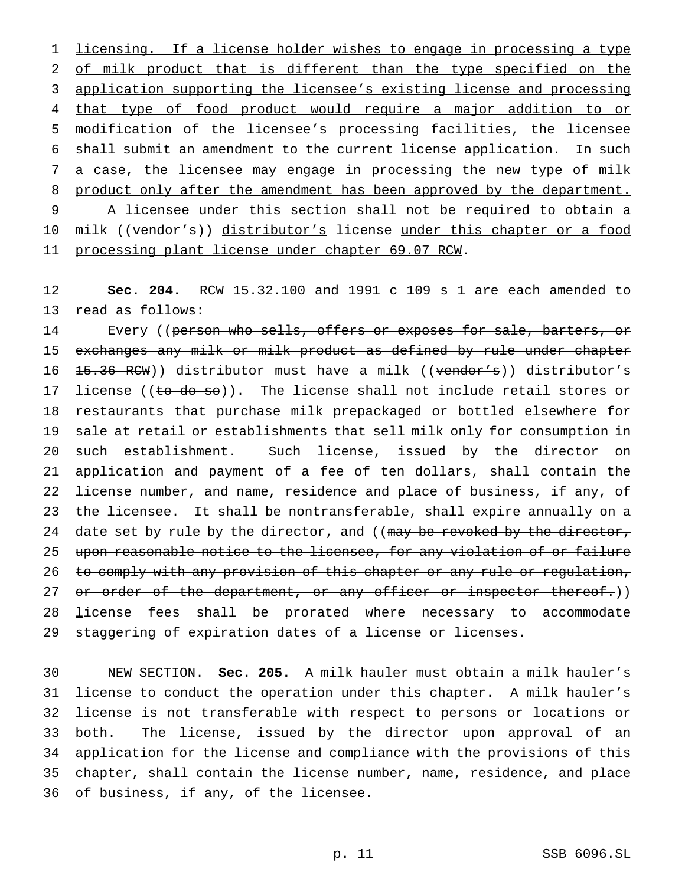licensing. If a license holder wishes to engage in processing a type of milk product that is different than the type specified on the application supporting the licensee's existing license and processing that type of food product would require a major addition to or modification of the licensee's processing facilities, the licensee shall submit an amendment to the current license application. In such a case, the licensee may engage in processing the new type of milk product only after the amendment has been approved by the department.

A licensee under this section shall not be required to obtain a milk ((~~vendor's~~)) distributor's license under this chapter or a food processing plant license under chapter 69.07 RCW.

**Sec. 204.** RCW 15.32.100 and 1991 c 109 s 1 are each amended to read as follows:

Every ((~~person who sells, offers or exposes for sale, barters, or exchanges any milk or milk product as defined by rule under chapter 15.36 RCW~~)) distributor must have a milk ((~~vendor's~~)) distributor's license ((~~to do so~~)). The license shall not include retail stores or restaurants that purchase milk prepackaged or bottled elsewhere for sale at retail or establishments that sell milk only for consumption in such establishment. Such license, issued by the director on application and payment of a fee of ten dollars, shall contain the license number, and name, residence and place of business, if any, of the licensee. It shall be nontransferable, shall expire annually on a date set by rule by the director, and ((~~may be revoked by the director, upon reasonable notice to the licensee, for any violation of or failure to comply with any provision of this chapter or any rule or regulation, or order of the department, or any officer or inspector thereof.~~)) license fees shall be prorated where necessary to accommodate staggering of expiration dates of a license or licenses.

NEW SECTION. **Sec. 205.** A milk hauler must obtain a milk hauler's license to conduct the operation under this chapter. A milk hauler's license is not transferable with respect to persons or locations or both. The license, issued by the director upon approval of an application for the license and compliance with the provisions of this chapter, shall contain the license number, name, residence, and place of business, if any, of the licensee.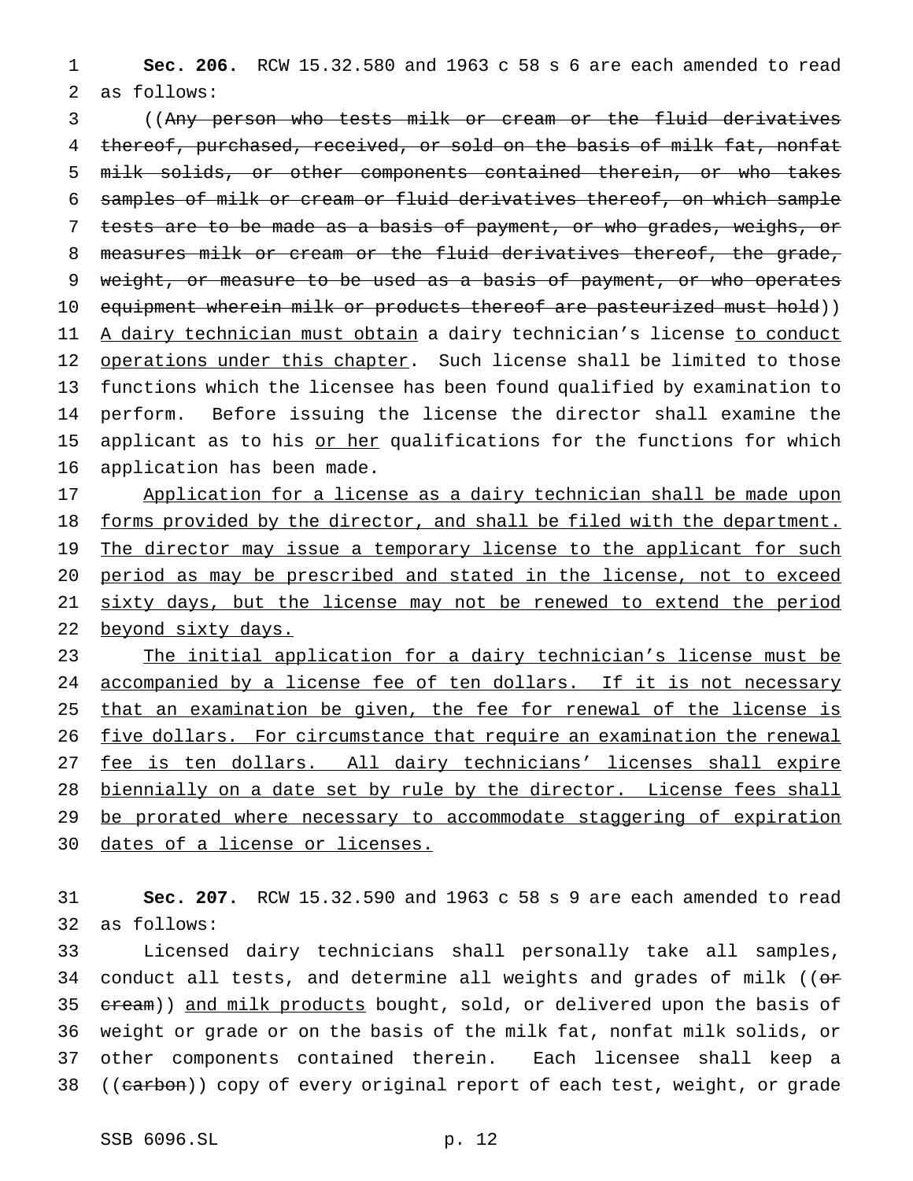**Sec. 206.** RCW 15.32.580 and 1963 c 58 s 6 are each amended to read as follows:

((~~Any person who tests milk or cream or the fluid derivatives thereof, purchased, received, or sold on the basis of milk fat, nonfat milk solids, or other components contained therein, or who takes samples of milk or cream or fluid derivatives thereof, on which sample tests are to be made as a basis of payment, or who grades, weighs, or measures milk or cream or the fluid derivatives thereof, the grade, weight, or measure to be used as a basis of payment, or who operates equipment wherein milk or products thereof are pasteurized must hold~~)) <u>A dairy technician must obtain</u> a dairy technician's license <u>to conduct operations under this chapter</u>. Such license shall be limited to those functions which the licensee has been found qualified by examination to perform. Before issuing the license the director shall examine the applicant as to his <u>or her</u> qualifications for the functions for which application has been made.

<u>Application for a license as a dairy technician shall be made upon forms provided by the director, and shall be filed with the department. The director may issue a temporary license to the applicant for such period as may be prescribed and stated in the license, not to exceed sixty days, but the license may not be renewed to extend the period beyond sixty days.</u>

<u>The initial application for a dairy technician's license must be accompanied by a license fee of ten dollars. If it is not necessary that an examination be given, the fee for renewal of the license is five dollars. For circumstance that require an examination the renewal fee is ten dollars. All dairy technicians' licenses shall expire biennially on a date set by rule by the director. License fees shall be prorated where necessary to accommodate staggering of expiration dates of a license or licenses.</u>

**Sec. 207.** RCW 15.32.590 and 1963 c 58 s 9 are each amended to read as follows:

Licensed dairy technicians shall personally take all samples, conduct all tests, and determine all weights and grades of milk ((~~or cream~~)) <u>and milk products</u> bought, sold, or delivered upon the basis of weight or grade or on the basis of the milk fat, nonfat milk solids, or other components contained therein. Each licensee shall keep a ((~~carbon~~)) copy of every original report of each test, weight, or grade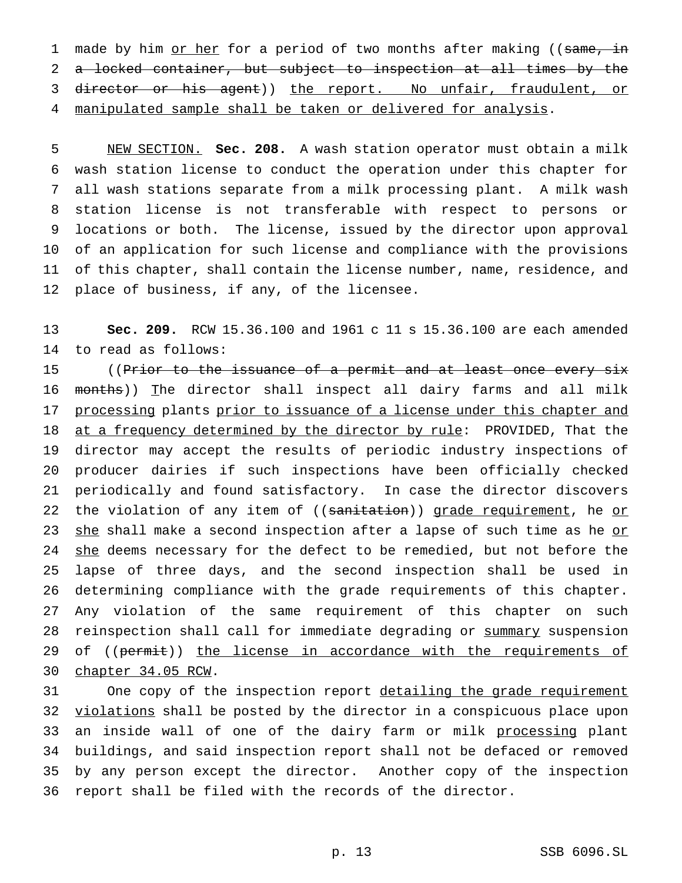made by him or her for a period of two months after making ((same, in a locked container, but subject to inspection at all times by the director or his agent)) the report. No unfair, fraudulent, or manipulated sample shall be taken or delivered for analysis.

NEW SECTION. **Sec. 208.** A wash station operator must obtain a milk wash station license to conduct the operation under this chapter for all wash stations separate from a milk processing plant. A milk wash station license is not transferable with respect to persons or locations or both. The license, issued by the director upon approval of an application for such license and compliance with the provisions of this chapter, shall contain the license number, name, residence, and place of business, if any, of the licensee.

**Sec. 209.** RCW 15.36.100 and 1961 c 11 s 15.36.100 are each amended to read as follows:

((Prior to the issuance of a permit and at least once every six months)) The director shall inspect all dairy farms and all milk processing plants prior to issuance of a license under this chapter and at a frequency determined by the director by rule: PROVIDED, That the director may accept the results of periodic industry inspections of producer dairies if such inspections have been officially checked periodically and found satisfactory. In case the director discovers the violation of any item of ((sanitation)) grade requirement, he or she shall make a second inspection after a lapse of such time as he or she deems necessary for the defect to be remedied, but not before the lapse of three days, and the second inspection shall be used in determining compliance with the grade requirements of this chapter. Any violation of the same requirement of this chapter on such reinspection shall call for immediate degrading or summary suspension of ((permit)) the license in accordance with the requirements of chapter 34.05 RCW.

One copy of the inspection report detailing the grade requirement violations shall be posted by the director in a conspicuous place upon an inside wall of one of the dairy farm or milk processing plant buildings, and said inspection report shall not be defaced or removed by any person except the director. Another copy of the inspection report shall be filed with the records of the director.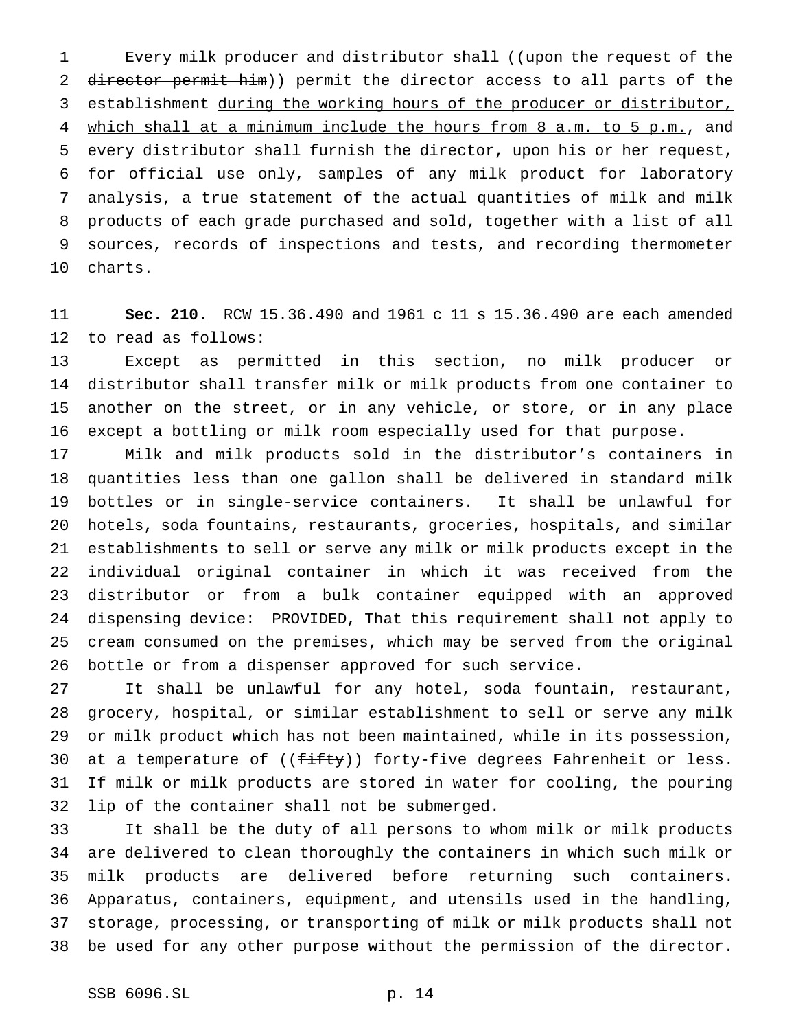Every milk producer and distributor shall ((~~upon the request of the director permit him~~)) permit the director access to all parts of the establishment during the working hours of the producer or distributor, which shall at a minimum include the hours from 8 a.m. to 5 p.m., and every distributor shall furnish the director, upon his or her request, for official use only, samples of any milk product for laboratory analysis, a true statement of the actual quantities of milk and milk products of each grade purchased and sold, together with a list of all sources, records of inspections and tests, and recording thermometer charts.

**Sec. 210.** RCW 15.36.490 and 1961 c 11 s 15.36.490 are each amended to read as follows:

Except as permitted in this section, no milk producer or distributor shall transfer milk or milk products from one container to another on the street, or in any vehicle, or store, or in any place except a bottling or milk room especially used for that purpose.

Milk and milk products sold in the distributor's containers in quantities less than one gallon shall be delivered in standard milk bottles or in single-service containers. It shall be unlawful for hotels, soda fountains, restaurants, groceries, hospitals, and similar establishments to sell or serve any milk or milk products except in the individual original container in which it was received from the distributor or from a bulk container equipped with an approved dispensing device: PROVIDED, That this requirement shall not apply to cream consumed on the premises, which may be served from the original bottle or from a dispenser approved for such service.

It shall be unlawful for any hotel, soda fountain, restaurant, grocery, hospital, or similar establishment to sell or serve any milk or milk product which has not been maintained, while in its possession, at a temperature of ((~~fifty~~)) forty-five degrees Fahrenheit or less. If milk or milk products are stored in water for cooling, the pouring lip of the container shall not be submerged.

It shall be the duty of all persons to whom milk or milk products are delivered to clean thoroughly the containers in which such milk or milk products are delivered before returning such containers. Apparatus, containers, equipment, and utensils used in the handling, storage, processing, or transporting of milk or milk products shall not be used for any other purpose without the permission of the director.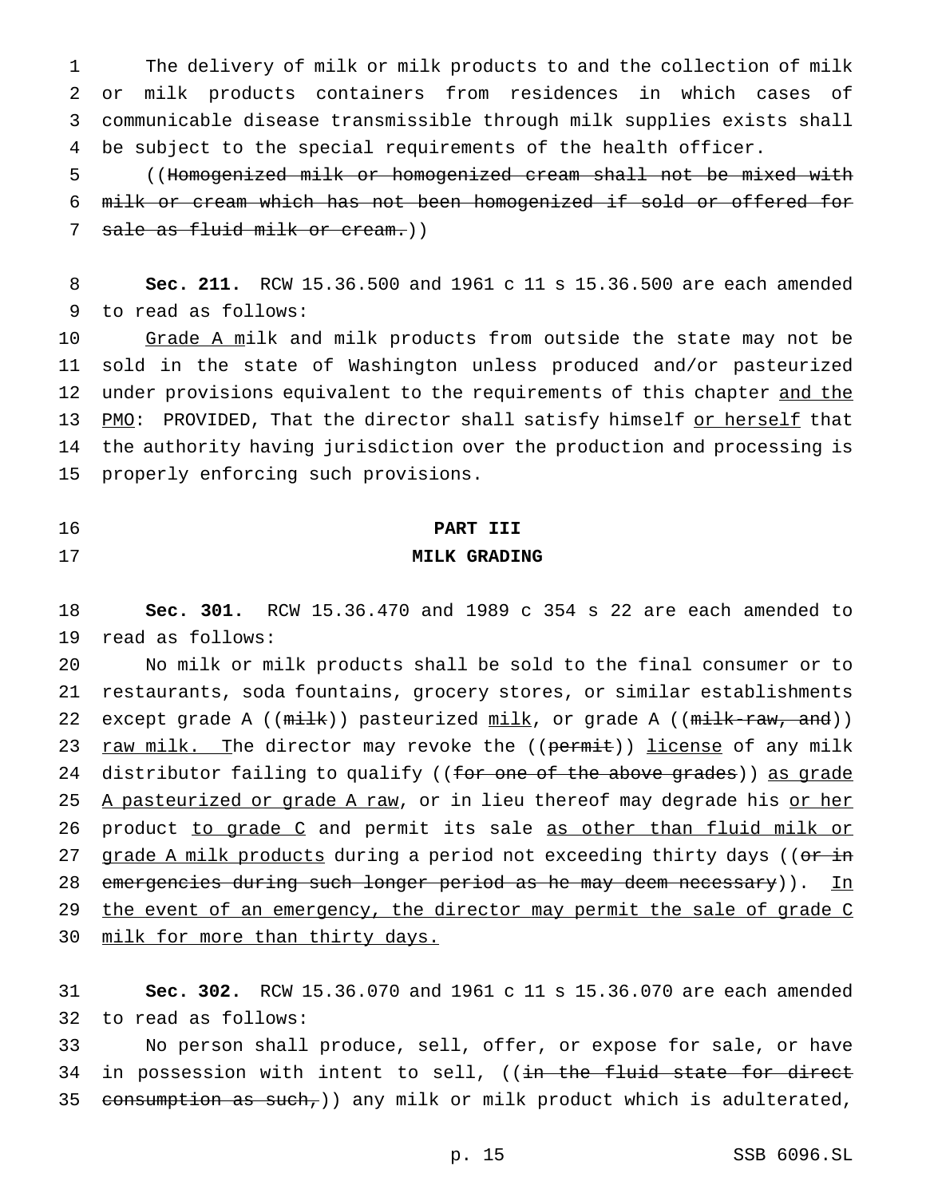The delivery of milk or milk products to and the collection of milk or milk products containers from residences in which cases of communicable disease transmissible through milk supplies exists shall be subject to the special requirements of the health officer.

((~~Homogenized milk or homogenized cream shall not be mixed with milk or cream which has not been homogenized if sold or offered for sale as fluid milk or cream.~~))

**Sec. 211.** RCW 15.36.500 and 1961 c 11 s 15.36.500 are each amended to read as follows:

<u>Grade A m</u>ilk and milk products from outside the state may not be sold in the state of Washington unless produced and/or pasteurized under provisions equivalent to the requirements of this chapter <u>and the PMO</u>: PROVIDED, That the director shall satisfy himself <u>or herself</u> that the authority having jurisdiction over the production and processing is properly enforcing such provisions.

## PART III
## MILK GRADING

**Sec. 301.** RCW 15.36.470 and 1989 c 354 s 22 are each amended to read as follows:

No milk or milk products shall be sold to the final consumer or to restaurants, soda fountains, grocery stores, or similar establishments except grade A ((~~milk~~)) pasteurized <u>milk</u>, or grade A ((~~milk-raw, and~~)) <u>raw milk. T</u>he director may revoke the ((~~permit~~)) <u>license</u> of any milk distributor failing to qualify ((~~for one of the above grades~~)) <u>as grade A pasteurized or grade A raw</u>, or in lieu thereof may degrade his <u>or her</u> product <u>to grade C</u> and permit its sale <u>as other than fluid milk or grade A milk products</u> during a period not exceeding thirty days ((~~or in emergencies during such longer period as he may deem necessary~~)). <u>In the event of an emergency, the director may permit the sale of grade C milk for more than thirty days.</u>

**Sec. 302.** RCW 15.36.070 and 1961 c 11 s 15.36.070 are each amended to read as follows:

No person shall produce, sell, offer, or expose for sale, or have in possession with intent to sell, ((~~in the fluid state for direct consumption as such,~~)) any milk or milk product which is adulterated,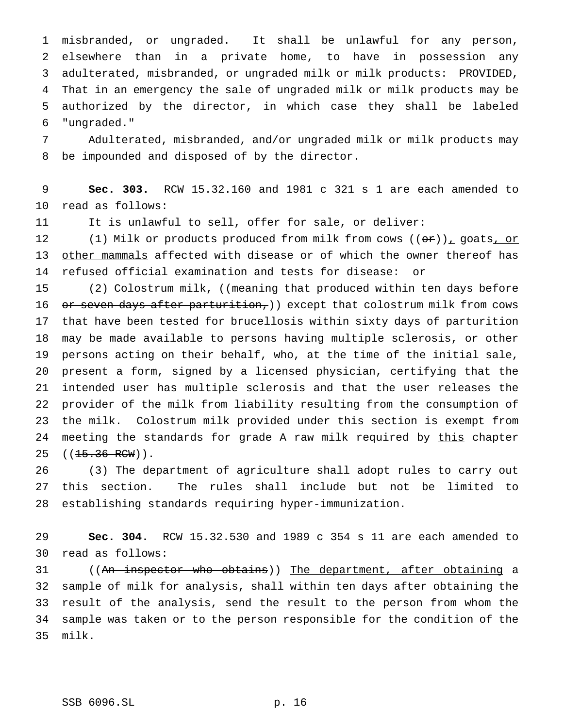misbranded, or ungraded. It shall be unlawful for any person, elsewhere than in a private home, to have in possession any adulterated, misbranded, or ungraded milk or milk products: PROVIDED, That in an emergency the sale of ungraded milk or milk products may be authorized by the director, in which case they shall be labeled "ungraded."

Adulterated, misbranded, and/or ungraded milk or milk products may be impounded and disposed of by the director.

**Sec. 303.** RCW 15.32.160 and 1981 c 321 s 1 are each amended to read as follows:

It is unlawful to sell, offer for sale, or deliver:

(1) Milk or products produced from milk from cows ((~~or~~)), goats, or other mammals affected with disease or of which the owner thereof has refused official examination and tests for disease: or

(2) Colostrum milk, ((~~meaning that produced within ten days before or seven days after parturition,~~)) except that colostrum milk from cows that have been tested for brucellosis within sixty days of parturition may be made available to persons having multiple sclerosis, or other persons acting on their behalf, who, at the time of the initial sale, present a form, signed by a licensed physician, certifying that the intended user has multiple sclerosis and that the user releases the provider of the milk from liability resulting from the consumption of the milk. Colostrum milk provided under this section is exempt from meeting the standards for grade A raw milk required by this chapter ((~~15.36 RCW~~)).

(3) The department of agriculture shall adopt rules to carry out this section. The rules shall include but not be limited to establishing standards requiring hyper-immunization.

**Sec. 304.** RCW 15.32.530 and 1989 c 354 s 11 are each amended to read as follows:

((~~An inspector who obtains~~)) The department, after obtaining a sample of milk for analysis, shall within ten days after obtaining the result of the analysis, send the result to the person from whom the sample was taken or to the person responsible for the condition of the milk.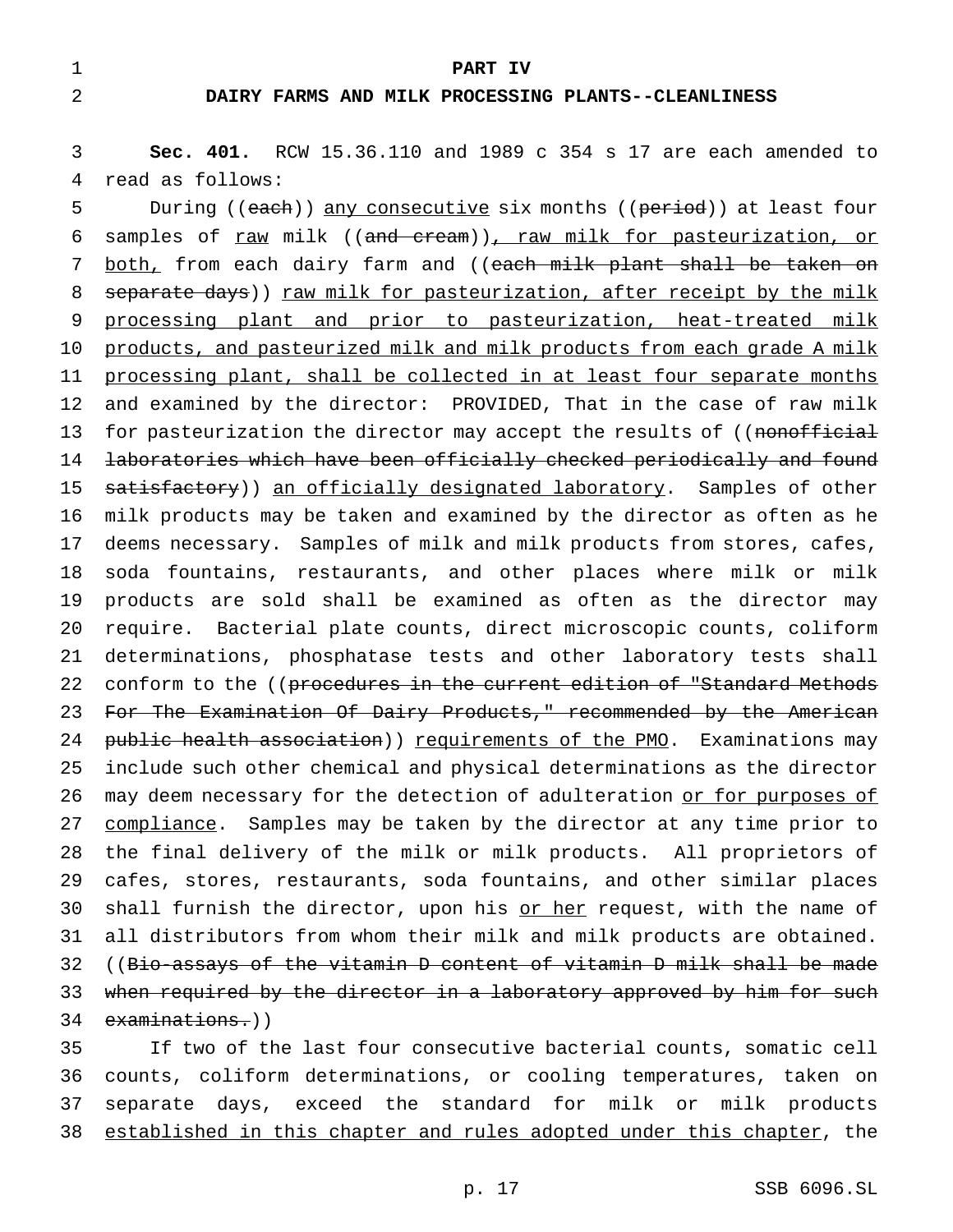**PART IV**

**DAIRY FARMS AND MILK PROCESSING PLANTS--CLEANLINESS**

**Sec. 401.** RCW 15.36.110 and 1989 c 354 s 17 are each amended to read as follows:

During ((~~each~~)) <u>any consecutive</u> six months ((~~period~~)) at least four samples of <u>raw</u> milk ((~~and cream~~))<u>, raw milk for pasteurization, or both,</u> from each dairy farm and ((~~each milk plant shall be taken on separate days~~)) <u>raw milk for pasteurization, after receipt by the milk processing plant and prior to pasteurization, heat-treated milk products, and pasteurized milk and milk products from each grade A milk processing plant, shall be collected in at least four separate months</u> and examined by the director: PROVIDED, That in the case of raw milk for pasteurization the director may accept the results of ((~~nonofficial laboratories which have been officially checked periodically and found satisfactory~~)) <u>an officially designated laboratory</u>. Samples of other milk products may be taken and examined by the director as often as he deems necessary. Samples of milk and milk products from stores, cafes, soda fountains, restaurants, and other places where milk or milk products are sold shall be examined as often as the director may require. Bacterial plate counts, direct microscopic counts, coliform determinations, phosphatase tests and other laboratory tests shall conform to the ((~~procedures in the current edition of "Standard Methods For The Examination Of Dairy Products," recommended by the American public health association~~)) <u>requirements of the PMO</u>. Examinations may include such other chemical and physical determinations as the director may deem necessary for the detection of adulteration <u>or for purposes of compliance</u>. Samples may be taken by the director at any time prior to the final delivery of the milk or milk products. All proprietors of cafes, stores, restaurants, soda fountains, and other similar places shall furnish the director, upon his <u>or her</u> request, with the name of all distributors from whom their milk and milk products are obtained. ((~~Bio-assays of the vitamin D content of vitamin D milk shall be made when required by the director in a laboratory approved by him for such examinations.~~))

If two of the last four consecutive bacterial counts, somatic cell counts, coliform determinations, or cooling temperatures, taken on separate days, exceed the standard for milk or milk products <u>established in this chapter and rules adopted under this chapter</u>, the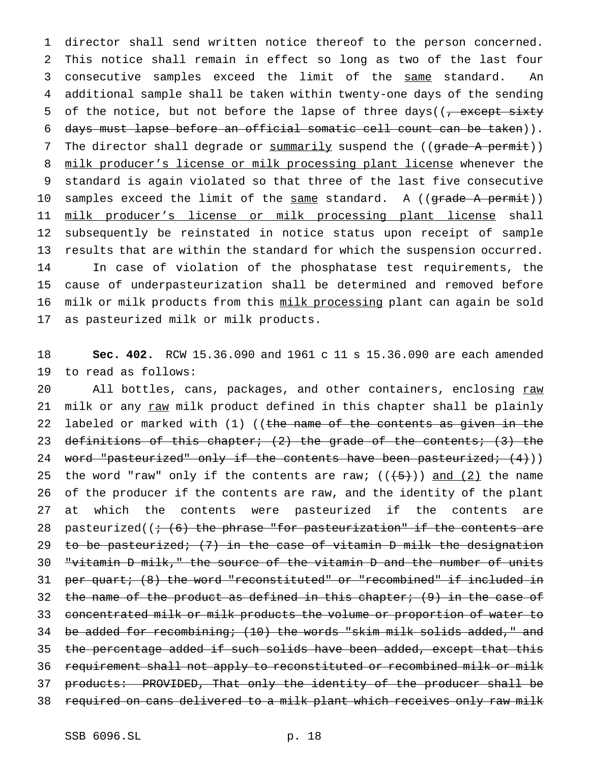director shall send written notice thereof to the person concerned. This notice shall remain in effect so long as two of the last four consecutive samples exceed the limit of the same standard. An additional sample shall be taken within twenty-one days of the sending of the notice, but not before the lapse of three days((, except sixty days must lapse before an official somatic cell count can be taken)). The director shall degrade or summarily suspend the ((grade A permit)) milk producer's license or milk processing plant license whenever the standard is again violated so that three of the last five consecutive samples exceed the limit of the same standard. A ((grade A permit)) milk producer's license or milk processing plant license shall subsequently be reinstated in notice status upon receipt of sample results that are within the standard for which the suspension occurred.

In case of violation of the phosphatase test requirements, the cause of underpasteurization shall be determined and removed before milk or milk products from this milk processing plant can again be sold as pasteurized milk or milk products.

**Sec. 402.** RCW 15.36.090 and 1961 c 11 s 15.36.090 are each amended to read as follows:

All bottles, cans, packages, and other containers, enclosing raw milk or any raw milk product defined in this chapter shall be plainly labeled or marked with (1) ((the name of the contents as given in the definitions of this chapter; (2) the grade of the contents; (3) the word "pasteurized" only if the contents have been pasteurized; (4))) the word "raw" only if the contents are raw; (((5))) and (2) the name of the producer if the contents are raw, and the identity of the plant at which the contents were pasteurized if the contents are pasteurized((; (6) the phrase "for pasteurization" if the contents are to be pasteurized; (7) in the case of vitamin D milk the designation "vitamin D milk," the source of the vitamin D and the number of units per quart; (8) the word "reconstituted" or "recombined" if included in the name of the product as defined in this chapter; (9) in the case of concentrated milk or milk products the volume or proportion of water to be added for recombining; (10) the words "skim milk solids added," and the percentage added if such solids have been added, except that this requirement shall not apply to reconstituted or recombined milk or milk products: PROVIDED, That only the identity of the producer shall be required on cans delivered to a milk plant which receives only raw milk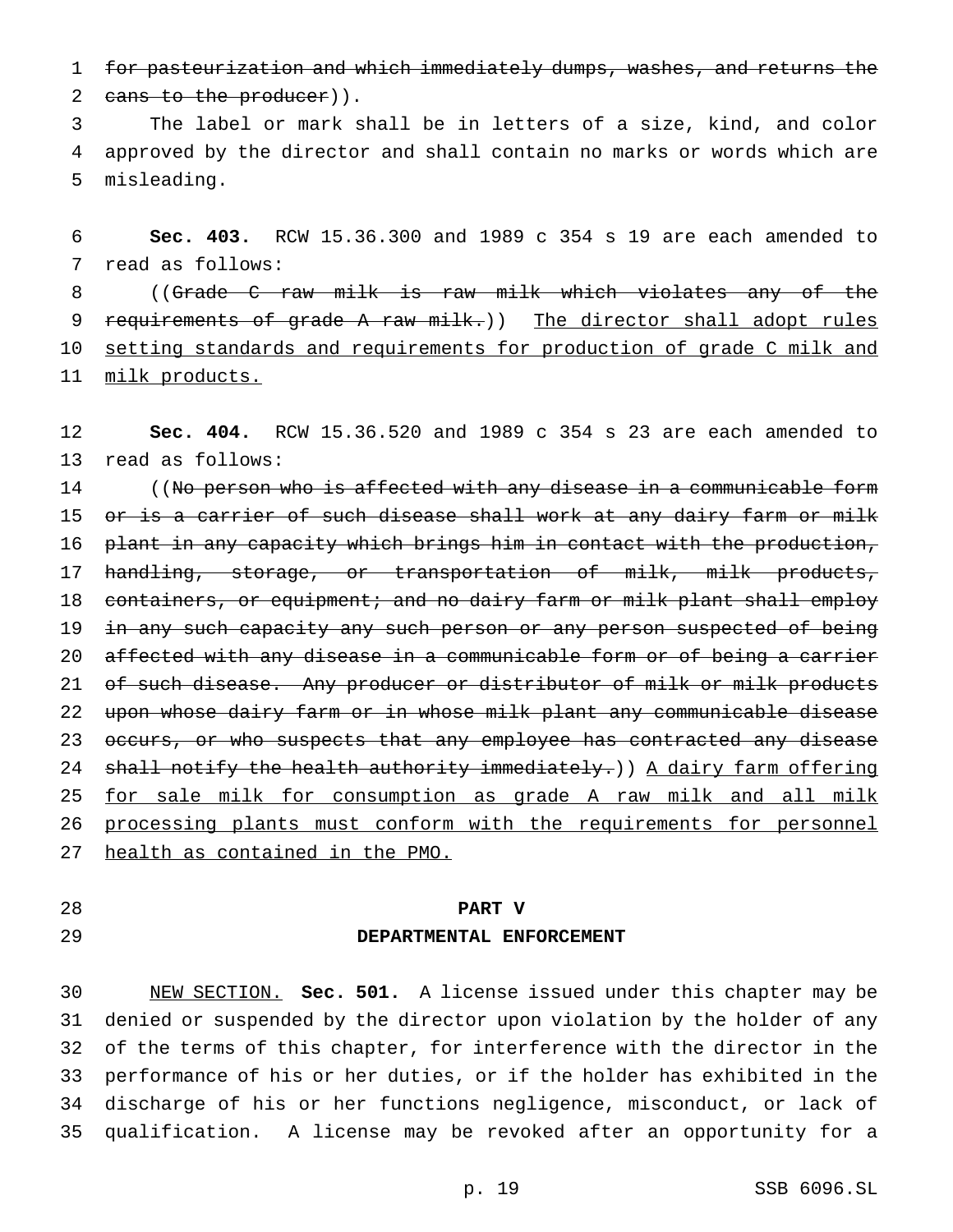~~for pasteurization and which immediately dumps, washes, and returns the cans to the producer~~)).

The label or mark shall be in letters of a size, kind, and color approved by the director and shall contain no marks or words which are misleading.

**Sec. 403.** RCW 15.36.300 and 1989 c 354 s 19 are each amended to read as follows:

((~~Grade C raw milk is raw milk which violates any of the requirements of grade A raw milk.~~)) The director shall adopt rules setting standards and requirements for production of grade C milk and milk products.

**Sec. 404.** RCW 15.36.520 and 1989 c 354 s 23 are each amended to read as follows:

((~~No person who is affected with any disease in a communicable form or is a carrier of such disease shall work at any dairy farm or milk plant in any capacity which brings him in contact with the production, handling, storage, or transportation of milk, milk products, containers, or equipment; and no dairy farm or milk plant shall employ in any such capacity any such person or any person suspected of being affected with any disease in a communicable form or of being a carrier of such disease. Any producer or distributor of milk or milk products upon whose dairy farm or in whose milk plant any communicable disease occurs, or who suspects that any employee has contracted any disease shall notify the health authority immediately.~~)) A dairy farm offering for sale milk for consumption as grade A raw milk and all milk processing plants must conform with the requirements for personnel health as contained in the PMO.

## PART V
## DEPARTMENTAL ENFORCEMENT

NEW SECTION. **Sec. 501.** A license issued under this chapter may be denied or suspended by the director upon violation by the holder of any of the terms of this chapter, for interference with the director in the performance of his or her duties, or if the holder has exhibited in the discharge of his or her functions negligence, misconduct, or lack of qualification. A license may be revoked after an opportunity for a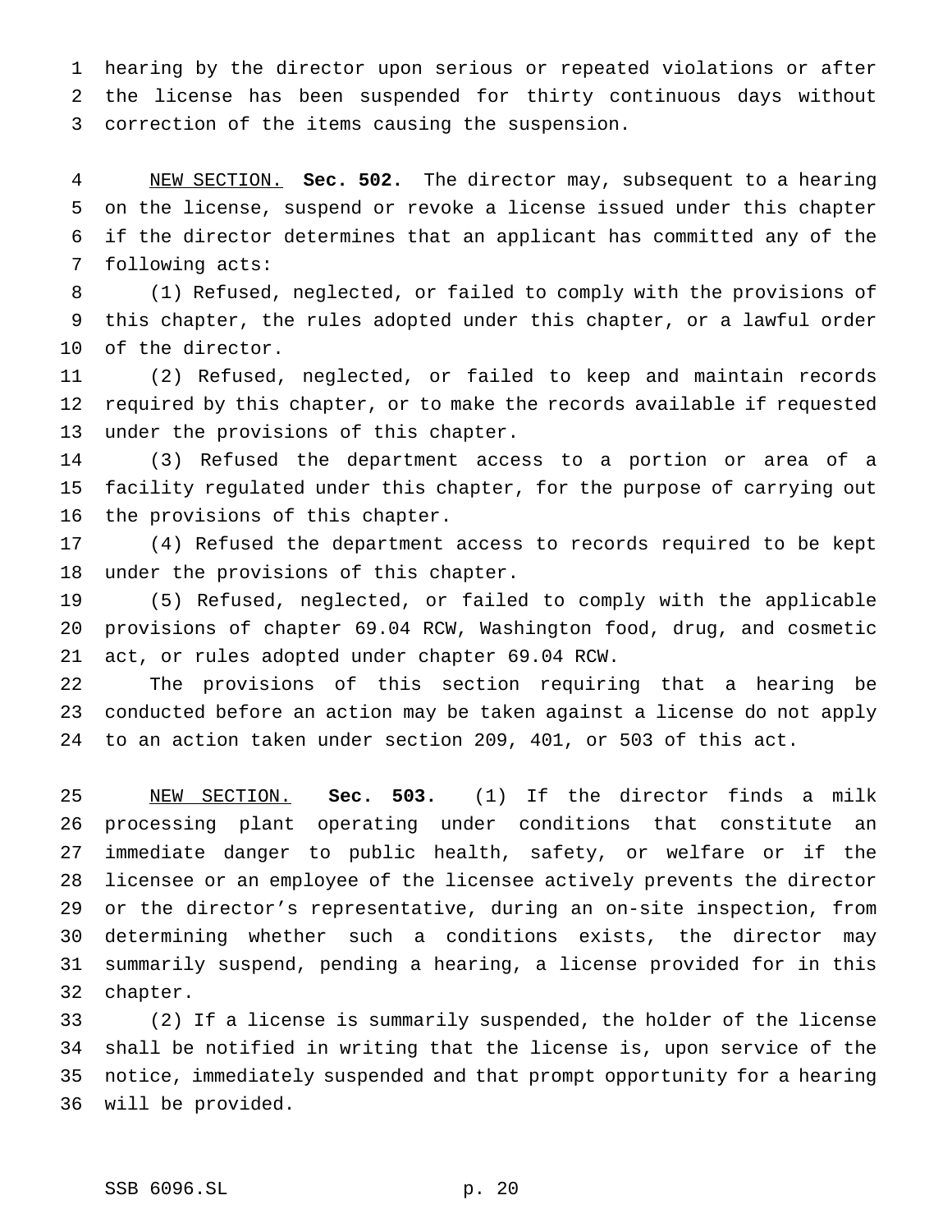hearing by the director upon serious or repeated violations or after the license has been suspended for thirty continuous days without correction of the items causing the suspension.

NEW SECTION. **Sec. 502.** The director may, subsequent to a hearing on the license, suspend or revoke a license issued under this chapter if the director determines that an applicant has committed any of the following acts:

(1) Refused, neglected, or failed to comply with the provisions of this chapter, the rules adopted under this chapter, or a lawful order of the director.

(2) Refused, neglected, or failed to keep and maintain records required by this chapter, or to make the records available if requested under the provisions of this chapter.

(3) Refused the department access to a portion or area of a facility regulated under this chapter, for the purpose of carrying out the provisions of this chapter.

(4) Refused the department access to records required to be kept under the provisions of this chapter.

(5) Refused, neglected, or failed to comply with the applicable provisions of chapter 69.04 RCW, Washington food, drug, and cosmetic act, or rules adopted under chapter 69.04 RCW.

The provisions of this section requiring that a hearing be conducted before an action may be taken against a license do not apply to an action taken under section 209, 401, or 503 of this act.

NEW SECTION. **Sec. 503.** (1) If the director finds a milk processing plant operating under conditions that constitute an immediate danger to public health, safety, or welfare or if the licensee or an employee of the licensee actively prevents the director or the director's representative, during an on-site inspection, from determining whether such a conditions exists, the director may summarily suspend, pending a hearing, a license provided for in this chapter.

(2) If a license is summarily suspended, the holder of the license shall be notified in writing that the license is, upon service of the notice, immediately suspended and that prompt opportunity for a hearing will be provided.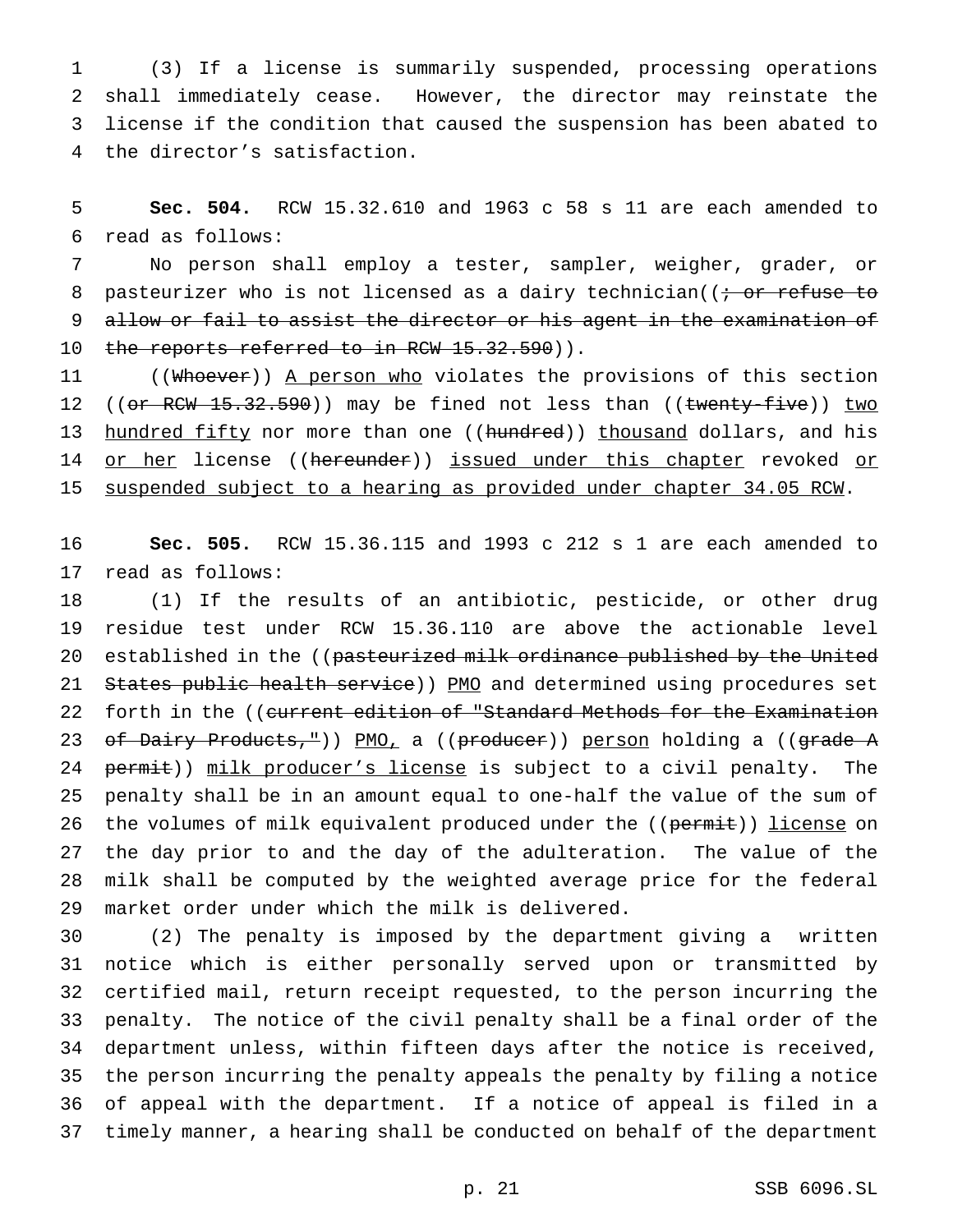(3) If a license is summarily suspended, processing operations shall immediately cease. However, the director may reinstate the license if the condition that caused the suspension has been abated to the director's satisfaction.

**Sec. 504.** RCW 15.32.610 and 1963 c 58 s 11 are each amended to read as follows:

No person shall employ a tester, sampler, weigher, grader, or pasteurizer who is not licensed as a dairy technician((~~; or refuse to allow or fail to assist the director or his agent in the examination of the reports referred to in RCW 15.32.590~~)).

((~~Whoever~~)) <u>A person who</u> violates the provisions of this section ((~~or RCW 15.32.590~~)) may be fined not less than ((~~twenty-five~~)) <u>two hundred fifty</u> nor more than one ((~~hundred~~)) <u>thousand</u> dollars, and his <u>or her</u> license ((~~hereunder~~)) <u>issued under this chapter</u> revoked <u>or suspended subject to a hearing as provided under chapter 34.05 RCW</u>.

**Sec. 505.** RCW 15.36.115 and 1993 c 212 s 1 are each amended to read as follows:

(1) If the results of an antibiotic, pesticide, or other drug residue test under RCW 15.36.110 are above the actionable level established in the ((~~pasteurized milk ordinance published by the United States public health service~~)) <u>PMO</u> and determined using procedures set forth in the ((~~current edition of "Standard Methods for the Examination of Dairy Products,"~~)) <u>PMO,</u> a ((~~producer~~)) <u>person</u> holding a ((~~grade A permit~~)) <u>milk producer's license</u> is subject to a civil penalty. The penalty shall be in an amount equal to one-half the value of the sum of the volumes of milk equivalent produced under the ((~~permit~~)) <u>license</u> on the day prior to and the day of the adulteration. The value of the milk shall be computed by the weighted average price for the federal market order under which the milk is delivered.

(2) The penalty is imposed by the department giving a written notice which is either personally served upon or transmitted by certified mail, return receipt requested, to the person incurring the penalty. The notice of the civil penalty shall be a final order of the department unless, within fifteen days after the notice is received, the person incurring the penalty appeals the penalty by filing a notice of appeal with the department. If a notice of appeal is filed in a timely manner, a hearing shall be conducted on behalf of the department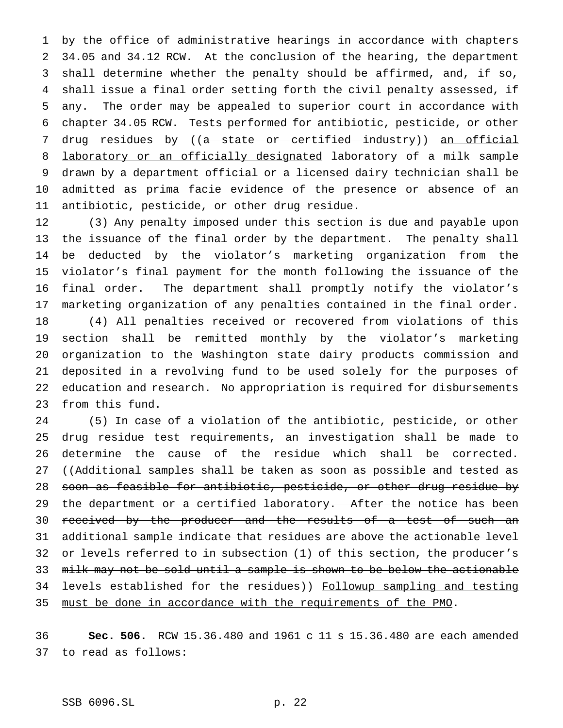by the office of administrative hearings in accordance with chapters 34.05 and 34.12 RCW. At the conclusion of the hearing, the department shall determine whether the penalty should be affirmed, and, if so, shall issue a final order setting forth the civil penalty assessed, if any. The order may be appealed to superior court in accordance with chapter 34.05 RCW. Tests performed for antibiotic, pesticide, or other drug residues by ((~~a state or certified industry~~)) an official laboratory or an officially designated laboratory of a milk sample drawn by a department official or a licensed dairy technician shall be admitted as prima facie evidence of the presence or absence of an antibiotic, pesticide, or other drug residue.

(3) Any penalty imposed under this section is due and payable upon the issuance of the final order by the department. The penalty shall be deducted by the violator's marketing organization from the violator's final payment for the month following the issuance of the final order. The department shall promptly notify the violator's marketing organization of any penalties contained in the final order.

(4) All penalties received or recovered from violations of this section shall be remitted monthly by the violator's marketing organization to the Washington state dairy products commission and deposited in a revolving fund to be used solely for the purposes of education and research. No appropriation is required for disbursements from this fund.

(5) In case of a violation of the antibiotic, pesticide, or other drug residue test requirements, an investigation shall be made to determine the cause of the residue which shall be corrected. ((~~Additional samples shall be taken as soon as possible and tested as soon as feasible for antibiotic, pesticide, or other drug residue by the department or a certified laboratory. After the notice has been received by the producer and the results of a test of such an additional sample indicate that residues are above the actionable level or levels referred to in subsection (1) of this section, the producer's milk may not be sold until a sample is shown to be below the actionable levels established for the residues~~)) Followup sampling and testing must be done in accordance with the requirements of the PMO.

**Sec. 506.** RCW 15.36.480 and 1961 c 11 s 15.36.480 are each amended to read as follows: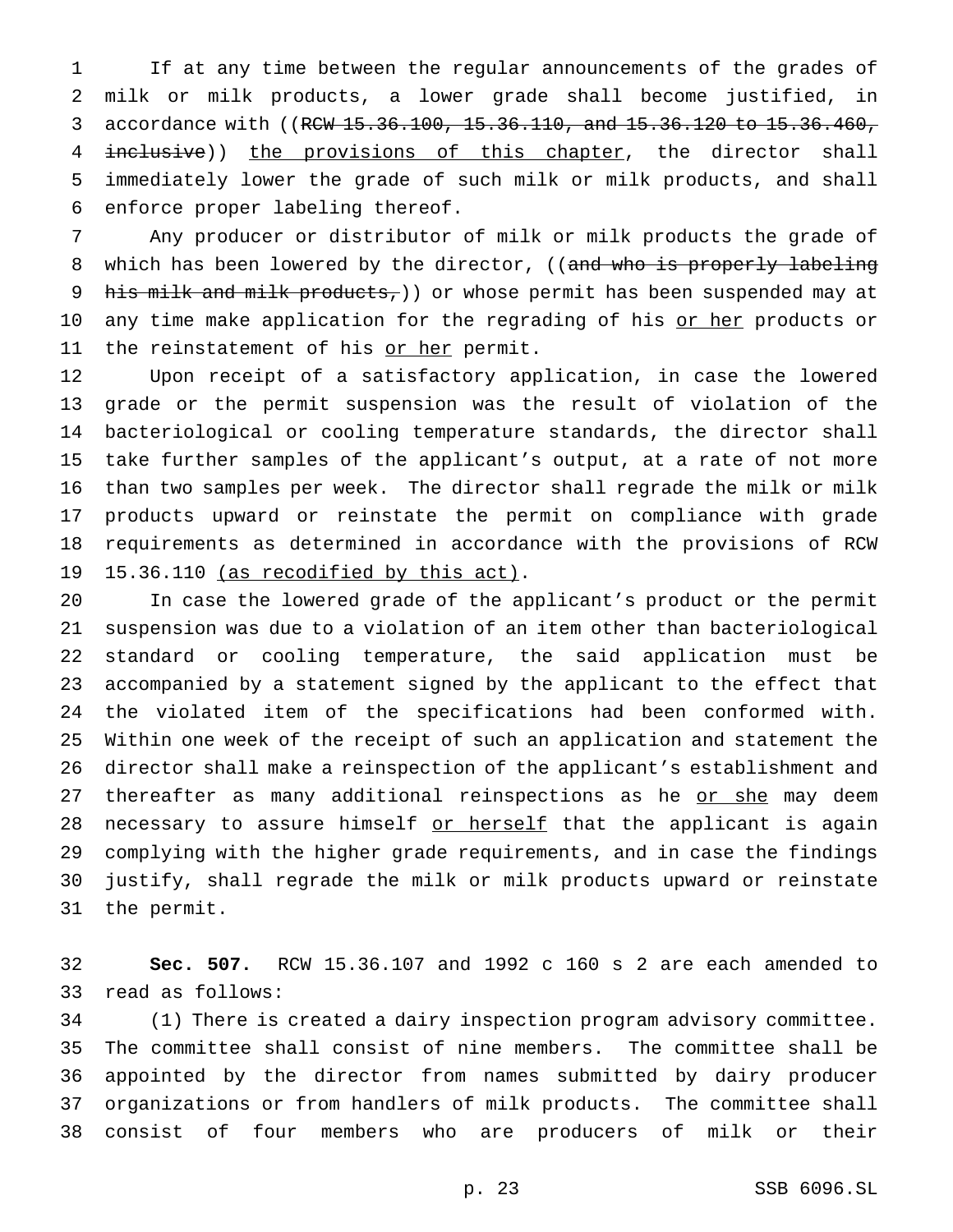If at any time between the regular announcements of the grades of milk or milk products, a lower grade shall become justified, in accordance with ((~~RCW 15.36.100, 15.36.110, and 15.36.120 to 15.36.460, inclusive~~)) <u>the provisions of this chapter</u>, the director shall immediately lower the grade of such milk or milk products, and shall enforce proper labeling thereof.

Any producer or distributor of milk or milk products the grade of which has been lowered by the director, ((~~and who is properly labeling his milk and milk products,~~)) or whose permit has been suspended may at any time make application for the regrading of his <u>or her</u> products or the reinstatement of his <u>or her</u> permit.

Upon receipt of a satisfactory application, in case the lowered grade or the permit suspension was the result of violation of the bacteriological or cooling temperature standards, the director shall take further samples of the applicant's output, at a rate of not more than two samples per week. The director shall regrade the milk or milk products upward or reinstate the permit on compliance with grade requirements as determined in accordance with the provisions of RCW 15.36.110 <u>(as recodified by this act)</u>.

In case the lowered grade of the applicant's product or the permit suspension was due to a violation of an item other than bacteriological standard or cooling temperature, the said application must be accompanied by a statement signed by the applicant to the effect that the violated item of the specifications had been conformed with. Within one week of the receipt of such an application and statement the director shall make a reinspection of the applicant's establishment and thereafter as many additional reinspections as he <u>or she</u> may deem necessary to assure himself <u>or herself</u> that the applicant is again complying with the higher grade requirements, and in case the findings justify, shall regrade the milk or milk products upward or reinstate the permit.

**Sec. 507.** RCW 15.36.107 and 1992 c 160 s 2 are each amended to read as follows:

(1) There is created a dairy inspection program advisory committee. The committee shall consist of nine members. The committee shall be appointed by the director from names submitted by dairy producer organizations or from handlers of milk products. The committee shall consist of four members who are producers of milk or their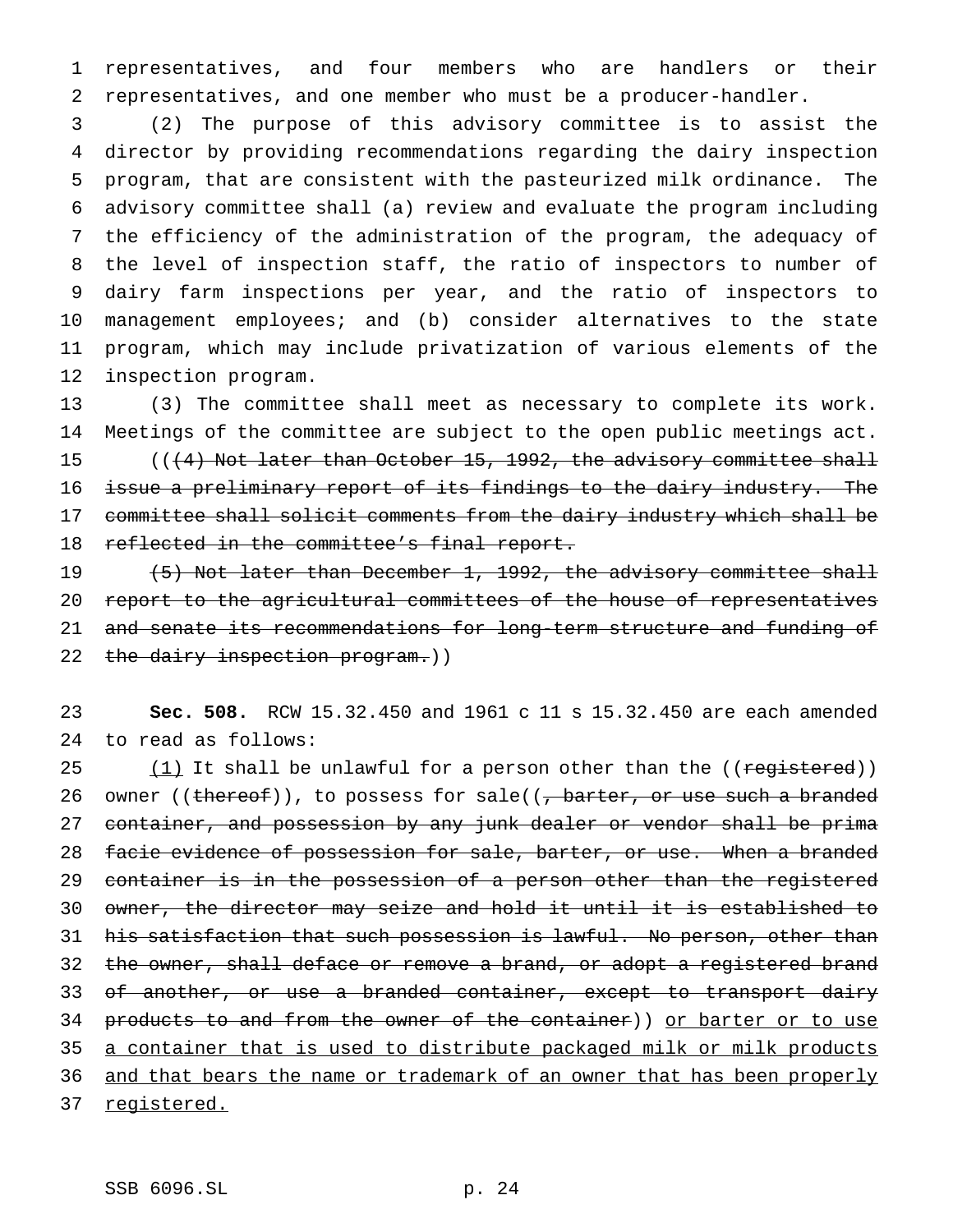representatives, and four members who are handlers or their representatives, and one member who must be a producer-handler.

(2) The purpose of this advisory committee is to assist the director by providing recommendations regarding the dairy inspection program, that are consistent with the pasteurized milk ordinance. The advisory committee shall (a) review and evaluate the program including the efficiency of the administration of the program, the adequacy of the level of inspection staff, the ratio of inspectors to number of dairy farm inspections per year, and the ratio of inspectors to management employees; and (b) consider alternatives to the state program, which may include privatization of various elements of the inspection program.

(3) The committee shall meet as necessary to complete its work. Meetings of the committee are subject to the open public meetings act.

((~~(4) Not later than October 15, 1992, the advisory committee shall issue a preliminary report of its findings to the dairy industry. The committee shall solicit comments from the dairy industry which shall be reflected in the committee's final report.~~

~~(5) Not later than December 1, 1992, the advisory committee shall report to the agricultural committees of the house of representatives and senate its recommendations for long-term structure and funding of the dairy inspection program.~~))

**Sec. 508.** RCW 15.32.450 and 1961 c 11 s 15.32.450 are each amended to read as follows:

<u>(1)</u> It shall be unlawful for a person other than the ((~~registered~~)) owner ((~~thereof~~)), to possess for sale((~~, barter, or use such a branded container, and possession by any junk dealer or vendor shall be prima facie evidence of possession for sale, barter, or use. When a branded container is in the possession of a person other than the registered owner, the director may seize and hold it until it is established to his satisfaction that such possession is lawful. No person, other than the owner, shall deface or remove a brand, or adopt a registered brand of another, or use a branded container, except to transport dairy products to and from the owner of the container~~)) <u>or barter or to use a container that is used to distribute packaged milk or milk products and that bears the name or trademark of an owner that has been properly registered.</u>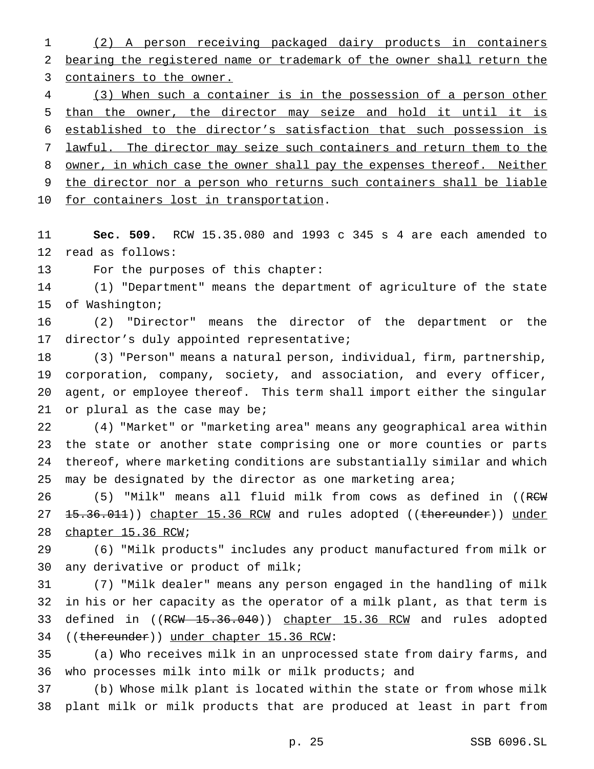(2) A person receiving packaged dairy products in containers bearing the registered name or trademark of the owner shall return the containers to the owner.

(3) When such a container is in the possession of a person other than the owner, the director may seize and hold it until it is established to the director's satisfaction that such possession is lawful. The director may seize such containers and return them to the owner, in which case the owner shall pay the expenses thereof. Neither the director nor a person who returns such containers shall be liable for containers lost in transportation.

**Sec. 509.** RCW 15.35.080 and 1993 c 345 s 4 are each amended to read as follows:

For the purposes of this chapter:

(1) "Department" means the department of agriculture of the state of Washington;

(2) "Director" means the director of the department or the director's duly appointed representative;

(3) "Person" means a natural person, individual, firm, partnership, corporation, company, society, and association, and every officer, agent, or employee thereof. This term shall import either the singular or plural as the case may be;

(4) "Market" or "marketing area" means any geographical area within the state or another state comprising one or more counties or parts thereof, where marketing conditions are substantially similar and which may be designated by the director as one marketing area;

(5) "Milk" means all fluid milk from cows as defined in ((~~RCW 15.36.011~~)) chapter 15.36 RCW and rules adopted ((~~thereunder~~)) under chapter 15.36 RCW;

(6) "Milk products" includes any product manufactured from milk or any derivative or product of milk;

(7) "Milk dealer" means any person engaged in the handling of milk in his or her capacity as the operator of a milk plant, as that term is defined in ((~~RCW 15.36.040~~)) chapter 15.36 RCW and rules adopted ((~~thereunder~~)) under chapter 15.36 RCW:

(a) Who receives milk in an unprocessed state from dairy farms, and who processes milk into milk or milk products; and

(b) Whose milk plant is located within the state or from whose milk plant milk or milk products that are produced at least in part from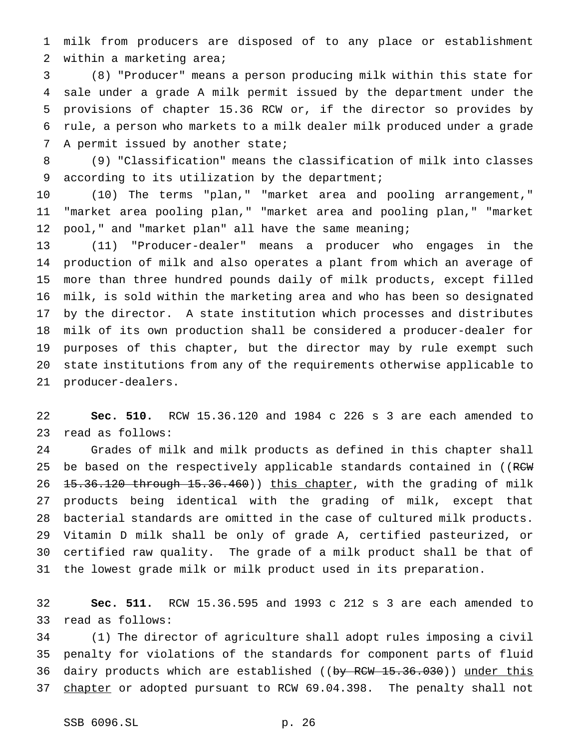milk from producers are disposed of to any place or establishment within a marketing area;

(8) "Producer" means a person producing milk within this state for sale under a grade A milk permit issued by the department under the provisions of chapter 15.36 RCW or, if the director so provides by rule, a person who markets to a milk dealer milk produced under a grade A permit issued by another state;

(9) "Classification" means the classification of milk into classes according to its utilization by the department;

(10) The terms "plan," "market area and pooling arrangement," "market area pooling plan," "market area and pooling plan," "market pool," and "market plan" all have the same meaning;

(11) "Producer-dealer" means a producer who engages in the production of milk and also operates a plant from which an average of more than three hundred pounds daily of milk products, except filled milk, is sold within the marketing area and who has been so designated by the director. A state institution which processes and distributes milk of its own production shall be considered a producer-dealer for purposes of this chapter, but the director may by rule exempt such state institutions from any of the requirements otherwise applicable to producer-dealers.

**Sec. 510.** RCW 15.36.120 and 1984 c 226 s 3 are each amended to read as follows:

Grades of milk and milk products as defined in this chapter shall be based on the respectively applicable standards contained in ((~~RCW 15.36.120 through 15.36.460~~)) <u>this chapter</u>, with the grading of milk products being identical with the grading of milk, except that bacterial standards are omitted in the case of cultured milk products. Vitamin D milk shall be only of grade A, certified pasteurized, or certified raw quality. The grade of a milk product shall be that of the lowest grade milk or milk product used in its preparation.

**Sec. 511.** RCW 15.36.595 and 1993 c 212 s 3 are each amended to read as follows:

(1) The director of agriculture shall adopt rules imposing a civil penalty for violations of the standards for component parts of fluid dairy products which are established ((~~by RCW 15.36.030~~)) <u>under this chapter</u> or adopted pursuant to RCW 69.04.398. The penalty shall not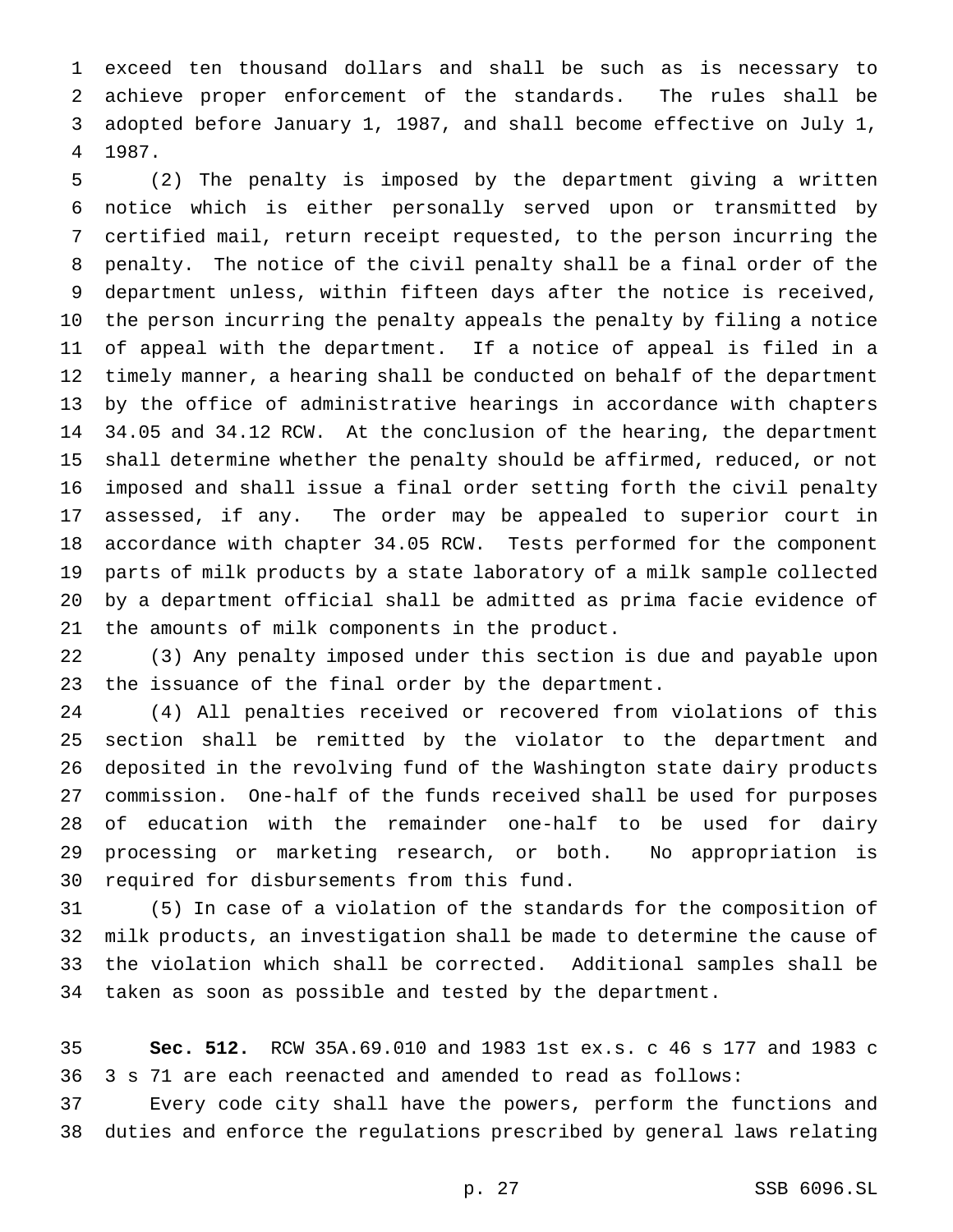exceed ten thousand dollars and shall be such as is necessary to achieve proper enforcement of the standards. The rules shall be adopted before January 1, 1987, and shall become effective on July 1, 1987.

(2) The penalty is imposed by the department giving a written notice which is either personally served upon or transmitted by certified mail, return receipt requested, to the person incurring the penalty. The notice of the civil penalty shall be a final order of the department unless, within fifteen days after the notice is received, the person incurring the penalty appeals the penalty by filing a notice of appeal with the department. If a notice of appeal is filed in a timely manner, a hearing shall be conducted on behalf of the department by the office of administrative hearings in accordance with chapters 34.05 and 34.12 RCW. At the conclusion of the hearing, the department shall determine whether the penalty should be affirmed, reduced, or not imposed and shall issue a final order setting forth the civil penalty assessed, if any. The order may be appealed to superior court in accordance with chapter 34.05 RCW. Tests performed for the component parts of milk products by a state laboratory of a milk sample collected by a department official shall be admitted as prima facie evidence of the amounts of milk components in the product.

(3) Any penalty imposed under this section is due and payable upon the issuance of the final order by the department.

(4) All penalties received or recovered from violations of this section shall be remitted by the violator to the department and deposited in the revolving fund of the Washington state dairy products commission. One-half of the funds received shall be used for purposes of education with the remainder one-half to be used for dairy processing or marketing research, or both. No appropriation is required for disbursements from this fund.

(5) In case of a violation of the standards for the composition of milk products, an investigation shall be made to determine the cause of the violation which shall be corrected. Additional samples shall be taken as soon as possible and tested by the department.

**Sec. 512.** RCW 35A.69.010 and 1983 1st ex.s. c 46 s 177 and 1983 c 3 s 71 are each reenacted and amended to read as follows:

Every code city shall have the powers, perform the functions and duties and enforce the regulations prescribed by general laws relating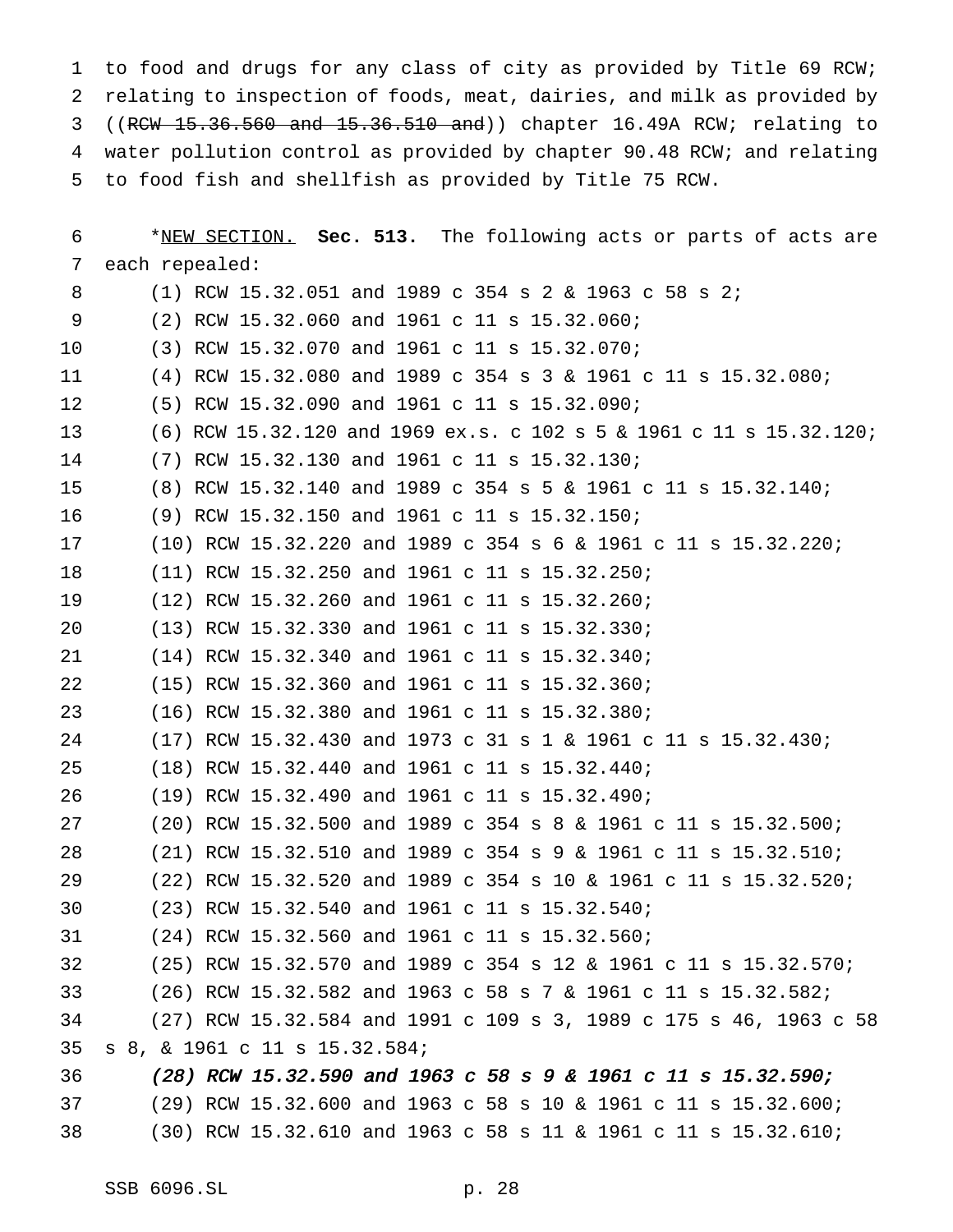to food and drugs for any class of city as provided by Title 69 RCW; relating to inspection of foods, meat, dairies, and milk as provided by ((~~RCW 15.36.560 and 15.36.510 and~~)) chapter 16.49A RCW; relating to water pollution control as provided by chapter 90.48 RCW; and relating to food fish and shellfish as provided by Title 75 RCW.

*NEW SECTION. **Sec. 513.** The following acts or parts of acts are each repealed:

(1) RCW 15.32.051 and 1989 c 354 s 2 & 1963 c 58 s 2;

(2) RCW 15.32.060 and 1961 c 11 s 15.32.060;

(3) RCW 15.32.070 and 1961 c 11 s 15.32.070;

(4) RCW 15.32.080 and 1989 c 354 s 3 & 1961 c 11 s 15.32.080;

(5) RCW 15.32.090 and 1961 c 11 s 15.32.090;

(6) RCW 15.32.120 and 1969 ex.s. c 102 s 5 & 1961 c 11 s 15.32.120;

(7) RCW 15.32.130 and 1961 c 11 s 15.32.130;

(8) RCW 15.32.140 and 1989 c 354 s 5 & 1961 c 11 s 15.32.140;

(9) RCW 15.32.150 and 1961 c 11 s 15.32.150;

(10) RCW 15.32.220 and 1989 c 354 s 6 & 1961 c 11 s 15.32.220;

(11) RCW 15.32.250 and 1961 c 11 s 15.32.250;

(12) RCW 15.32.260 and 1961 c 11 s 15.32.260;

(13) RCW 15.32.330 and 1961 c 11 s 15.32.330;

(14) RCW 15.32.340 and 1961 c 11 s 15.32.340;

(15) RCW 15.32.360 and 1961 c 11 s 15.32.360;

(16) RCW 15.32.380 and 1961 c 11 s 15.32.380;

(17) RCW 15.32.430 and 1973 c 31 s 1 & 1961 c 11 s 15.32.430;

(18) RCW 15.32.440 and 1961 c 11 s 15.32.440;

(19) RCW 15.32.490 and 1961 c 11 s 15.32.490;

(20) RCW 15.32.500 and 1989 c 354 s 8 & 1961 c 11 s 15.32.500;

(21) RCW 15.32.510 and 1989 c 354 s 9 & 1961 c 11 s 15.32.510;

(22) RCW 15.32.520 and 1989 c 354 s 10 & 1961 c 11 s 15.32.520;

(23) RCW 15.32.540 and 1961 c 11 s 15.32.540;

(24) RCW 15.32.560 and 1961 c 11 s 15.32.560;

(25) RCW 15.32.570 and 1989 c 354 s 12 & 1961 c 11 s 15.32.570;

(26) RCW 15.32.582 and 1963 c 58 s 7 & 1961 c 11 s 15.32.582;

(27) RCW 15.32.584 and 1991 c 109 s 3, 1989 c 175 s 46, 1963 c 58 s 8, & 1961 c 11 s 15.32.584;

***(28) RCW 15.32.590 and 1963 c 58 s 9 & 1961 c 11 s 15.32.590;***

(29) RCW 15.32.600 and 1963 c 58 s 10 & 1961 c 11 s 15.32.600;

(30) RCW 15.32.610 and 1963 c 58 s 11 & 1961 c 11 s 15.32.610;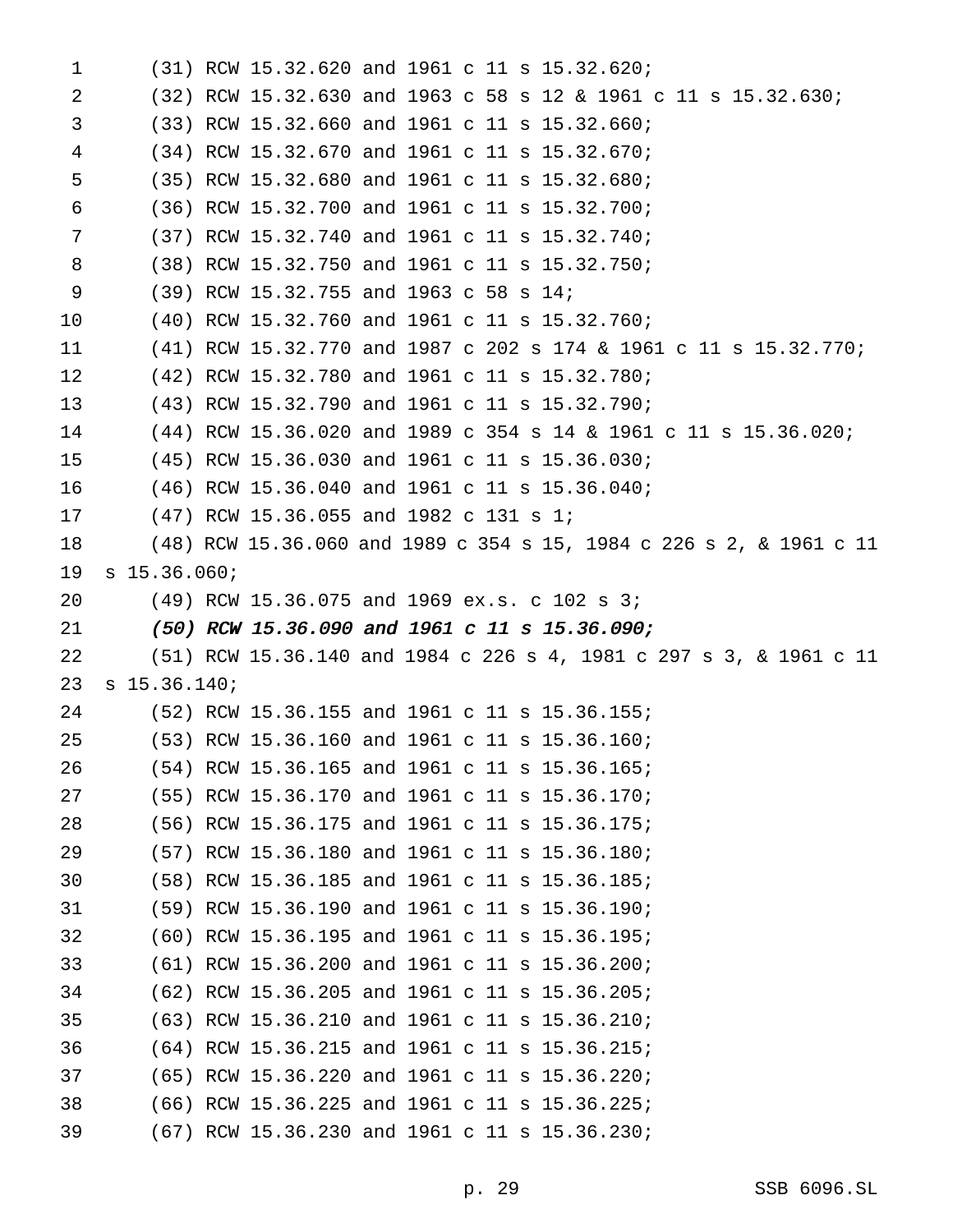(31) RCW 15.32.620 and 1961 c 11 s 15.32.620;

(32) RCW 15.32.630 and 1963 c 58 s 12 & 1961 c 11 s 15.32.630;

(33) RCW 15.32.660 and 1961 c 11 s 15.32.660;

(34) RCW 15.32.670 and 1961 c 11 s 15.32.670;

(35) RCW 15.32.680 and 1961 c 11 s 15.32.680;

(36) RCW 15.32.700 and 1961 c 11 s 15.32.700;

(37) RCW 15.32.740 and 1961 c 11 s 15.32.740;

(38) RCW 15.32.750 and 1961 c 11 s 15.32.750;

(39) RCW 15.32.755 and 1963 c 58 s 14;

(40) RCW 15.32.760 and 1961 c 11 s 15.32.760;

(41) RCW 15.32.770 and 1987 c 202 s 174 & 1961 c 11 s 15.32.770;

(42) RCW 15.32.780 and 1961 c 11 s 15.32.780;

(43) RCW 15.32.790 and 1961 c 11 s 15.32.790;

(44) RCW 15.36.020 and 1989 c 354 s 14 & 1961 c 11 s 15.36.020;

(45) RCW 15.36.030 and 1961 c 11 s 15.36.030;

(46) RCW 15.36.040 and 1961 c 11 s 15.36.040;

(47) RCW 15.36.055 and 1982 c 131 s 1;

(48) RCW 15.36.060 and 1989 c 354 s 15, 1984 c 226 s 2, & 1961 c 11 s 15.36.060;

(49) RCW 15.36.075 and 1969 ex.s. c 102 s 3;

***(50) RCW 15.36.090 and 1961 c 11 s 15.36.090;***

(51) RCW 15.36.140 and 1984 c 226 s 4, 1981 c 297 s 3, & 1961 c 11 s 15.36.140;

(52) RCW 15.36.155 and 1961 c 11 s 15.36.155;

(53) RCW 15.36.160 and 1961 c 11 s 15.36.160;

(54) RCW 15.36.165 and 1961 c 11 s 15.36.165;

(55) RCW 15.36.170 and 1961 c 11 s 15.36.170;

(56) RCW 15.36.175 and 1961 c 11 s 15.36.175;

(57) RCW 15.36.180 and 1961 c 11 s 15.36.180;

(58) RCW 15.36.185 and 1961 c 11 s 15.36.185;

(59) RCW 15.36.190 and 1961 c 11 s 15.36.190;

(60) RCW 15.36.195 and 1961 c 11 s 15.36.195;

(61) RCW 15.36.200 and 1961 c 11 s 15.36.200;

(62) RCW 15.36.205 and 1961 c 11 s 15.36.205;

(63) RCW 15.36.210 and 1961 c 11 s 15.36.210;

(64) RCW 15.36.215 and 1961 c 11 s 15.36.215;

(65) RCW 15.36.220 and 1961 c 11 s 15.36.220;

(66) RCW 15.36.225 and 1961 c 11 s 15.36.225;

(67) RCW 15.36.230 and 1961 c 11 s 15.36.230;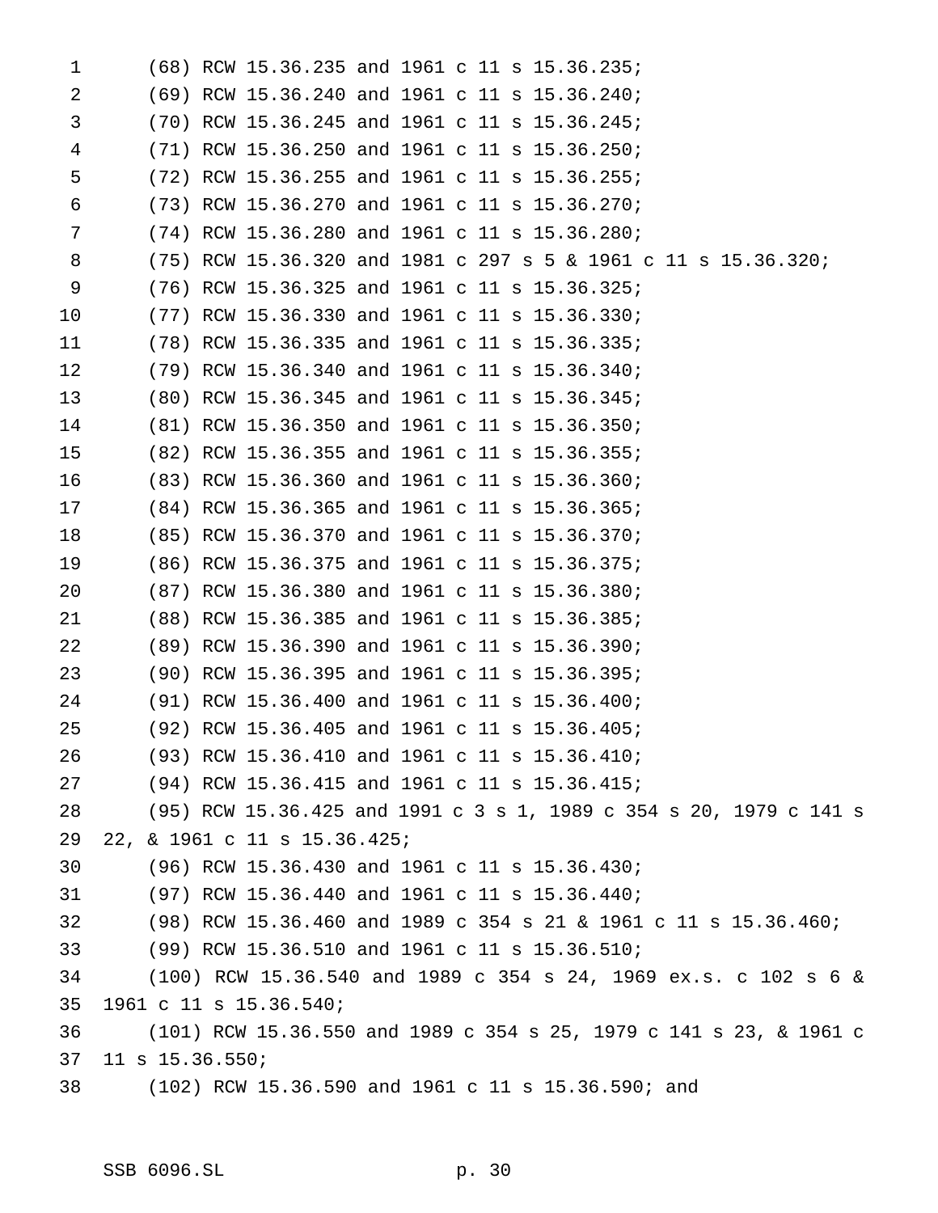(68) RCW 15.36.235 and 1961 c 11 s 15.36.235;

(69) RCW 15.36.240 and 1961 c 11 s 15.36.240;

(70) RCW 15.36.245 and 1961 c 11 s 15.36.245;

(71) RCW 15.36.250 and 1961 c 11 s 15.36.250;

(72) RCW 15.36.255 and 1961 c 11 s 15.36.255;

(73) RCW 15.36.270 and 1961 c 11 s 15.36.270;

(74) RCW 15.36.280 and 1961 c 11 s 15.36.280;

(75) RCW 15.36.320 and 1981 c 297 s 5 & 1961 c 11 s 15.36.320;

(76) RCW 15.36.325 and 1961 c 11 s 15.36.325;

(77) RCW 15.36.330 and 1961 c 11 s 15.36.330;

(78) RCW 15.36.335 and 1961 c 11 s 15.36.335;

(79) RCW 15.36.340 and 1961 c 11 s 15.36.340;

(80) RCW 15.36.345 and 1961 c 11 s 15.36.345;

(81) RCW 15.36.350 and 1961 c 11 s 15.36.350;

(82) RCW 15.36.355 and 1961 c 11 s 15.36.355;

(83) RCW 15.36.360 and 1961 c 11 s 15.36.360;

(84) RCW 15.36.365 and 1961 c 11 s 15.36.365;

(85) RCW 15.36.370 and 1961 c 11 s 15.36.370;

(86) RCW 15.36.375 and 1961 c 11 s 15.36.375;

(87) RCW 15.36.380 and 1961 c 11 s 15.36.380;

(88) RCW 15.36.385 and 1961 c 11 s 15.36.385;

(89) RCW 15.36.390 and 1961 c 11 s 15.36.390;

(90) RCW 15.36.395 and 1961 c 11 s 15.36.395;

(91) RCW 15.36.400 and 1961 c 11 s 15.36.400;

(92) RCW 15.36.405 and 1961 c 11 s 15.36.405;

(93) RCW 15.36.410 and 1961 c 11 s 15.36.410;

(94) RCW 15.36.415 and 1961 c 11 s 15.36.415;

(95) RCW 15.36.425 and 1991 c 3 s 1, 1989 c 354 s 20, 1979 c 141 s 22, & 1961 c 11 s 15.36.425;

(96) RCW 15.36.430 and 1961 c 11 s 15.36.430;

(97) RCW 15.36.440 and 1961 c 11 s 15.36.440;

(98) RCW 15.36.460 and 1989 c 354 s 21 & 1961 c 11 s 15.36.460;

(99) RCW 15.36.510 and 1961 c 11 s 15.36.510;

(100) RCW 15.36.540 and 1989 c 354 s 24, 1969 ex.s. c 102 s 6 & 1961 c 11 s 15.36.540;

(101) RCW 15.36.550 and 1989 c 354 s 25, 1979 c 141 s 23, & 1961 c 11 s 15.36.550;

(102) RCW 15.36.590 and 1961 c 11 s 15.36.590; and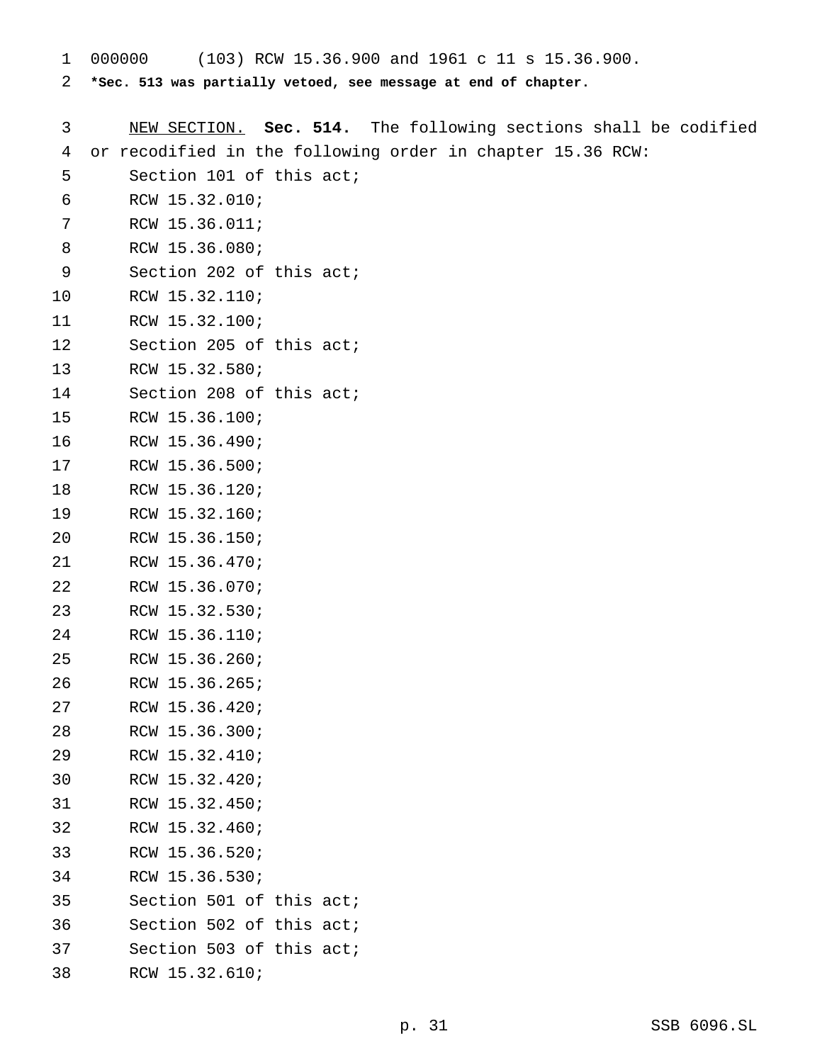000000 (103) RCW 15.36.900 and 1961 c 11 s 15.36.900.

***Sec. 513 was partially vetoed, see message at end of chapter.**

NEW SECTION. **Sec. 514.** The following sections shall be codified or recodified in the following order in chapter 15.36 RCW:

Section 101 of this act;
RCW 15.32.010;
RCW 15.36.011;
RCW 15.36.080;
Section 202 of this act;
RCW 15.32.110;
RCW 15.32.100;
Section 205 of this act;
RCW 15.32.580;
Section 208 of this act;
RCW 15.36.100;
RCW 15.36.490;
RCW 15.36.500;
RCW 15.36.120;
RCW 15.32.160;
RCW 15.36.150;
RCW 15.36.470;
RCW 15.36.070;
RCW 15.32.530;
RCW 15.36.110;
RCW 15.36.260;
RCW 15.36.265;
RCW 15.36.420;
RCW 15.36.300;
RCW 15.32.410;
RCW 15.32.420;
RCW 15.32.450;
RCW 15.32.460;
RCW 15.36.520;
RCW 15.36.530;
Section 501 of this act;
Section 502 of this act;
Section 503 of this act;
RCW 15.32.610;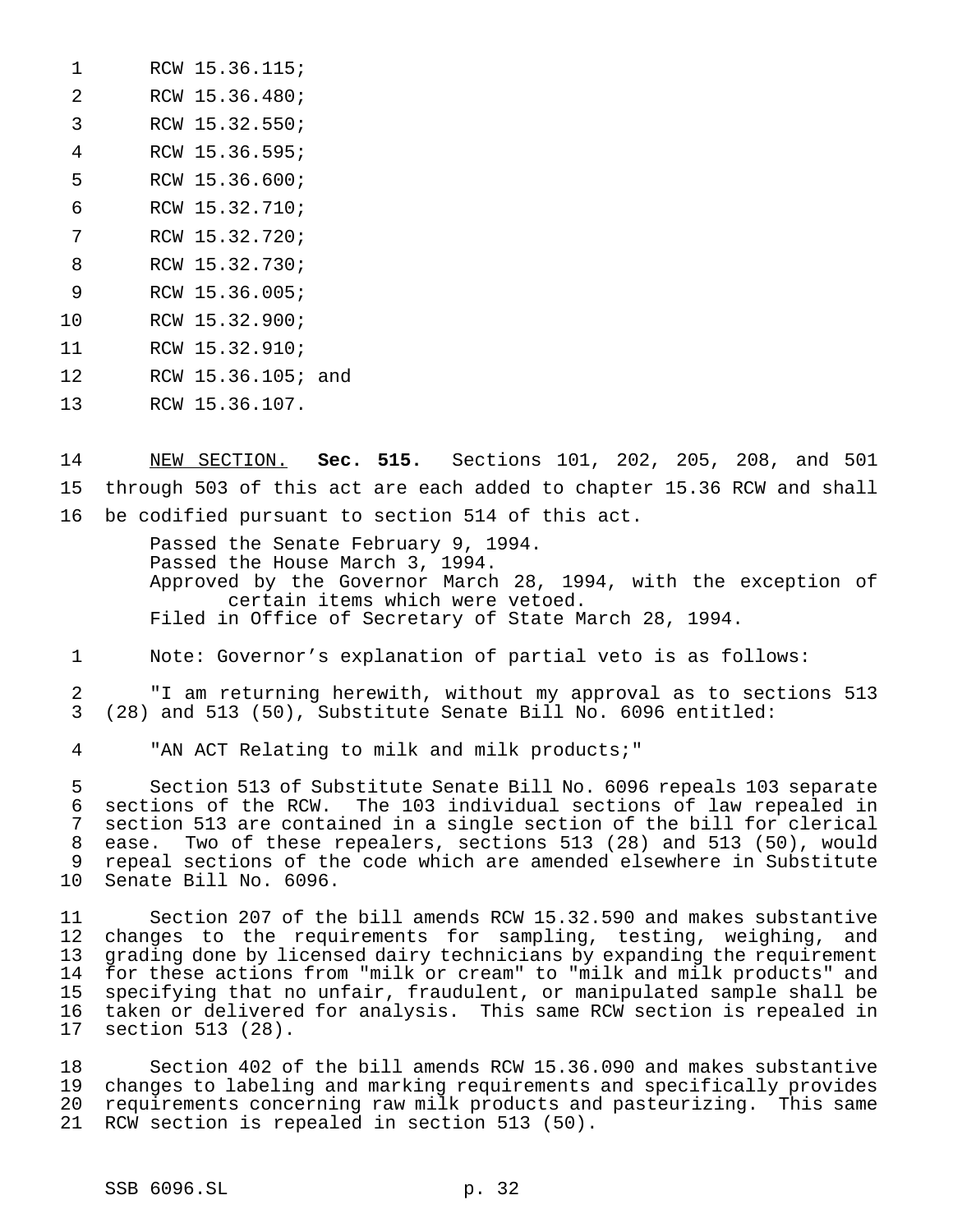RCW 15.36.115;

RCW 15.36.480;

RCW 15.32.550;

RCW 15.36.595;

RCW 15.36.600;

RCW 15.32.710;

RCW 15.32.720;

RCW 15.32.730;

RCW 15.36.005;

RCW 15.32.900;

RCW 15.32.910;

RCW 15.36.105; and

RCW 15.36.107.

NEW SECTION. **Sec. 515.** Sections 101, 202, 205, 208, and 501 through 503 of this act are each added to chapter 15.36 RCW and shall be codified pursuant to section 514 of this act.

Passed the Senate February 9, 1994.
Passed the House March 3, 1994.
Approved by the Governor March 28, 1994, with the exception of certain items which were vetoed.
Filed in Office of Secretary of State March 28, 1994.

Note: Governor's explanation of partial veto is as follows:

"I am returning herewith, without my approval as to sections 513 (28) and 513 (50), Substitute Senate Bill No. 6096 entitled:

"AN ACT Relating to milk and milk products;"

Section 513 of Substitute Senate Bill No. 6096 repeals 103 separate sections of the RCW. The 103 individual sections of law repealed in section 513 are contained in a single section of the bill for clerical ease. Two of these repealers, sections 513 (28) and 513 (50), would repeal sections of the code which are amended elsewhere in Substitute Senate Bill No. 6096.

Section 207 of the bill amends RCW 15.32.590 and makes substantive changes to the requirements for sampling, testing, weighing, and grading done by licensed dairy technicians by expanding the requirement for these actions from "milk or cream" to "milk and milk products" and specifying that no unfair, fraudulent, or manipulated sample shall be taken or delivered for analysis. This same RCW section is repealed in section 513 (28).

Section 402 of the bill amends RCW 15.36.090 and makes substantive changes to labeling and marking requirements and specifically provides requirements concerning raw milk products and pasteurizing. This same RCW section is repealed in section 513 (50).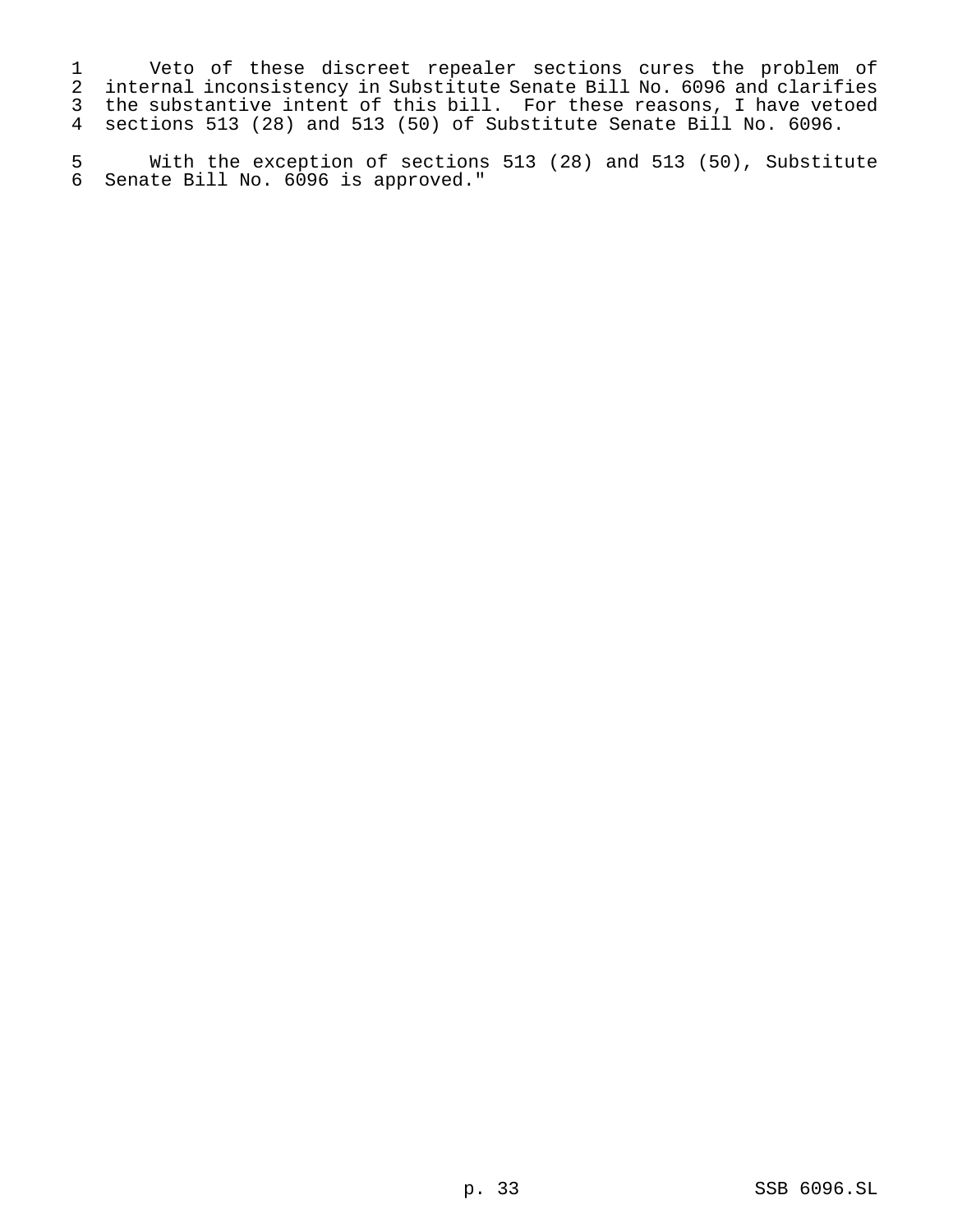Veto of these discreet repealer sections cures the problem of internal inconsistency in Substitute Senate Bill No. 6096 and clarifies the substantive intent of this bill. For these reasons, I have vetoed sections 513 (28) and 513 (50) of Substitute Senate Bill No. 6096.

With the exception of sections 513 (28) and 513 (50), Substitute Senate Bill No. 6096 is approved."